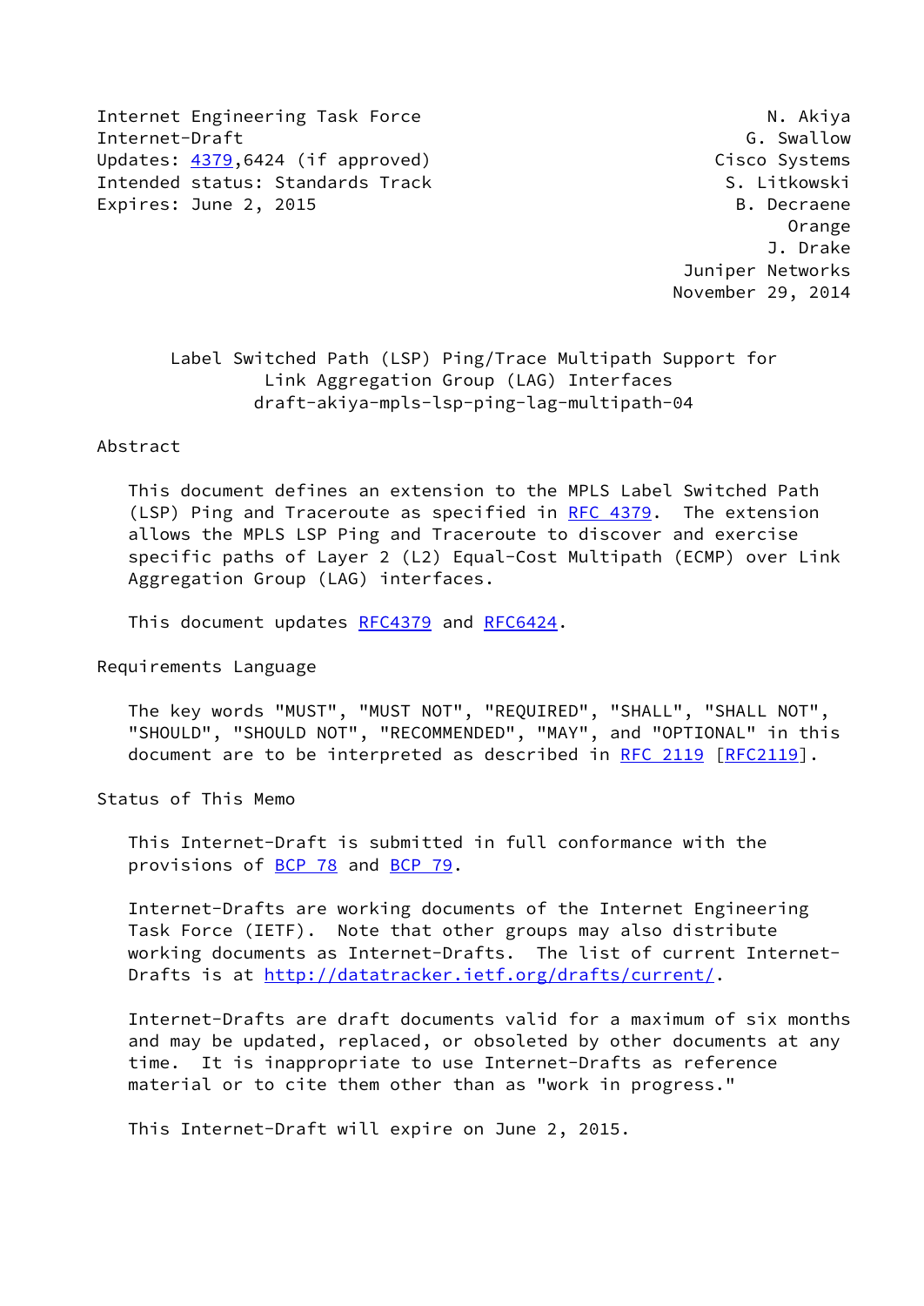Internet Engineering Task Force N. Akiya
Internet-Draft G. Swallow
Updates: 4379,6424 (if approved) Cisco Systems
Intended status: Standards Track S. Litkowski
Expires: June 2, 2015 B. Decraene
Orange
J. Drake
Juniper Networks
November 29, 2014

# Label Switched Path (LSP) Ping/Trace Multipath Support for Link Aggregation Group (LAG) Interfaces
## draft-akiya-mpls-lsp-ping-lag-multipath-04

## Abstract

This document defines an extension to the MPLS Label Switched Path (LSP) Ping and Traceroute as specified in RFC 4379. The extension allows the MPLS LSP Ping and Traceroute to discover and exercise specific paths of Layer 2 (L2) Equal-Cost Multipath (ECMP) over Link Aggregation Group (LAG) interfaces.

This document updates RFC4379 and RFC6424.

## Requirements Language

The key words "MUST", "MUST NOT", "REQUIRED", "SHALL", "SHALL NOT", "SHOULD", "SHOULD NOT", "RECOMMENDED", "MAY", and "OPTIONAL" in this document are to be interpreted as described in RFC 2119 [RFC2119].

## Status of This Memo

This Internet-Draft is submitted in full conformance with the provisions of BCP 78 and BCP 79.

Internet-Drafts are working documents of the Internet Engineering Task Force (IETF). Note that other groups may also distribute working documents as Internet-Drafts. The list of current Internet-Drafts is at http://datatracker.ietf.org/drafts/current/.

Internet-Drafts are draft documents valid for a maximum of six months and may be updated, replaced, or obsoleted by other documents at any time. It is inappropriate to use Internet-Drafts as reference material or to cite them other than as "work in progress."

This Internet-Draft will expire on June 2, 2015.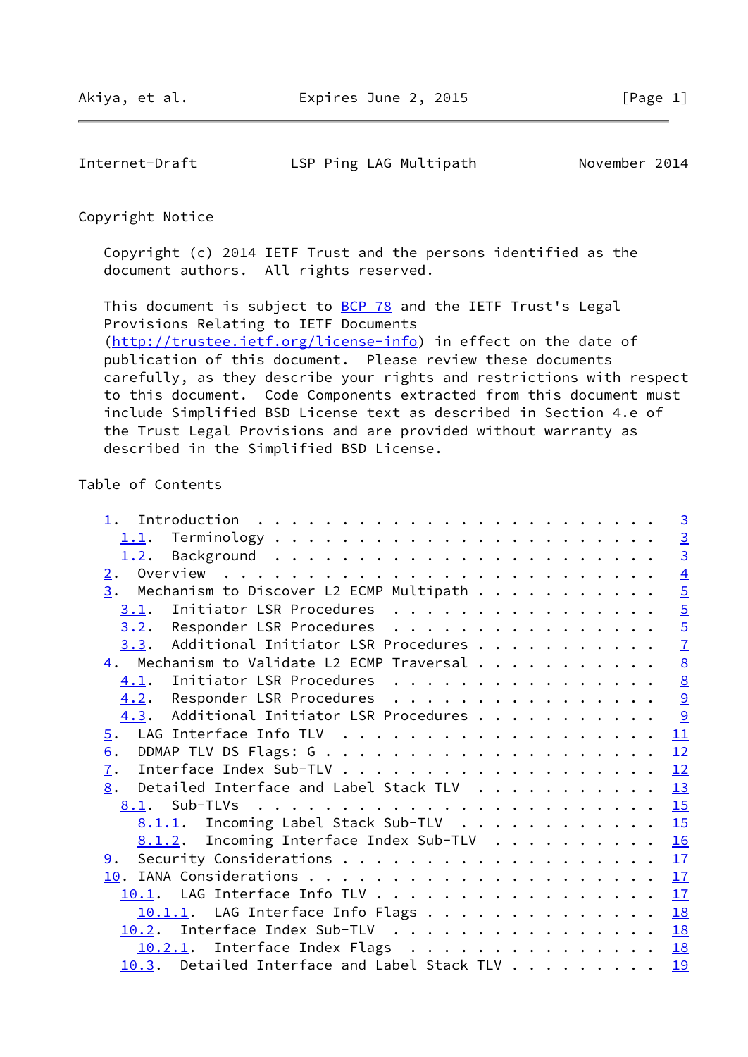## Copyright Notice

Copyright (c) 2014 IETF Trust and the persons identified as the document authors. All rights reserved.

This document is subject to BCP 78 and the IETF Trust's Legal Provisions Relating to IETF Documents (http://trustee.ietf.org/license-info) in effect on the date of publication of this document. Please review these documents carefully, as they describe your rights and restrictions with respect to this document. Code Components extracted from this document must include Simplified BSD License text as described in Section 4.e of the Trust Legal Provisions and are provided without warranty as described in the Simplified BSD License.

## Table of Contents

```
   1.  Introduction . . . . . . . . . . . . . . . . . . . . . . . .   3
     1.1.  Terminology  . . . . . . . . . . . . . . . . . . . . . .   3
     1.2.  Background . . . . . . . . . . . . . . . . . . . . . . .   3
   2.  Overview . . . . . . . . . . . . . . . . . . . . . . . . . .   4
   3.  Mechanism to Discover L2 ECMP Multipath  . . . . . . . . . .   5
     3.1.  Initiator LSR Procedures . . . . . . . . . . . . . . . .   5
     3.2.  Responder LSR Procedures . . . . . . . . . . . . . . . .   5
     3.3.  Additional Initiator LSR Procedures  . . . . . . . . . .   7
   4.  Mechanism to Validate L2 ECMP Traversal  . . . . . . . . . .   8
     4.1.  Initiator LSR Procedures . . . . . . . . . . . . . . . .   8
     4.2.  Responder LSR Procedures . . . . . . . . . . . . . . . .   9
     4.3.  Additional Initiator LSR Procedures  . . . . . . . . . .   9
   5.  LAG Interface Info TLV . . . . . . . . . . . . . . . . . . .  11
   6.  DDMAP TLV DS Flags: G  . . . . . . . . . . . . . . . . . . .  12
   7.  Interface Index Sub-TLV  . . . . . . . . . . . . . . . . . .  12
   8.  Detailed Interface and Label Stack TLV . . . . . . . . . . .  13
     8.1.  Sub-TLVs . . . . . . . . . . . . . . . . . . . . . . . .  15
       8.1.1.  Incoming Label Stack Sub-TLV . . . . . . . . . . . .  15
       8.1.2.  Incoming Interface Index Sub-TLV . . . . . . . . . .  16
   9.  Security Considerations  . . . . . . . . . . . . . . . . . .  17
   10. IANA Considerations  . . . . . . . . . . . . . . . . . . . .  17
     10.1.  LAG Interface Info TLV  . . . . . . . . . . . . . . . .  17
       10.1.1.  LAG Interface Info Flags  . . . . . . . . . . . . .  18
     10.2.  Interface Index Sub-TLV . . . . . . . . . . . . . . . .  18
       10.2.1.  Interface Index Flags . . . . . . . . . . . . . . .  18
     10.3.  Detailed Interface and Label Stack TLV  . . . . . . . .  19
```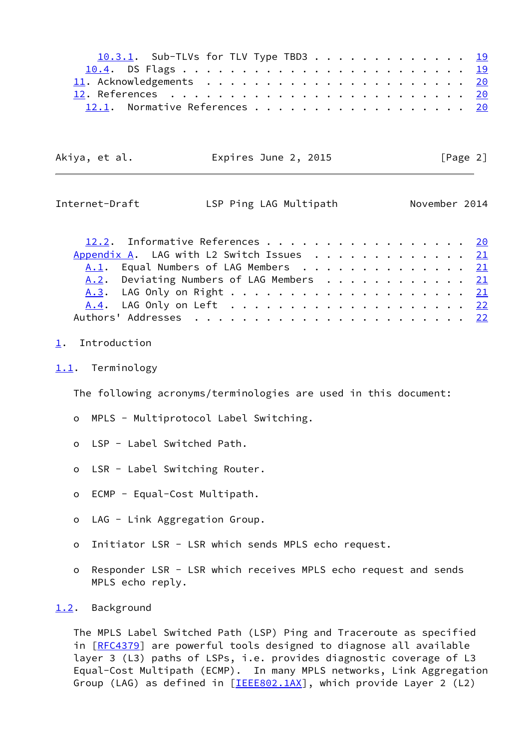10.3.1. Sub-TLVs for TLV Type TBD3 . . . . . . . . . . . . . . 19
10.4. DS Flags . . . . . . . . . . . . . . . . . . . . . . . . 19
11. Acknowledgements . . . . . . . . . . . . . . . . . . . . . . 20
12. References . . . . . . . . . . . . . . . . . . . . . . . . . 20
12.1. Normative References . . . . . . . . . . . . . . . . . . 20
12.2. Informative References . . . . . . . . . . . . . . . . . 20
Appendix A. LAG with L2 Switch Issues . . . . . . . . . . . . . 21
A.1. Equal Numbers of LAG Members . . . . . . . . . . . . . . 21
A.2. Deviating Numbers of LAG Members . . . . . . . . . . . . 21
A.3. LAG Only on Right . . . . . . . . . . . . . . . . . . . . 21
A.4. LAG Only on Left . . . . . . . . . . . . . . . . . . . . 22
Authors' Addresses . . . . . . . . . . . . . . . . . . . . . . . 22

# 1. Introduction

## 1.1. Terminology

The following acronyms/terminologies are used in this document:

- MPLS - Multiprotocol Label Switching.
- LSP - Label Switched Path.
- LSR - Label Switching Router.
- ECMP - Equal-Cost Multipath.
- LAG - Link Aggregation Group.
- Initiator LSR - LSR which sends MPLS echo request.
- Responder LSR - LSR which receives MPLS echo request and sends MPLS echo reply.

## 1.2. Background

The MPLS Label Switched Path (LSP) Ping and Traceroute as specified in [RFC4379] are powerful tools designed to diagnose all available layer 3 (L3) paths of LSPs, i.e. provides diagnostic coverage of L3 Equal-Cost Multipath (ECMP). In many MPLS networks, Link Aggregation Group (LAG) as defined in [IEEE802.1AX], which provide Layer 2 (L2)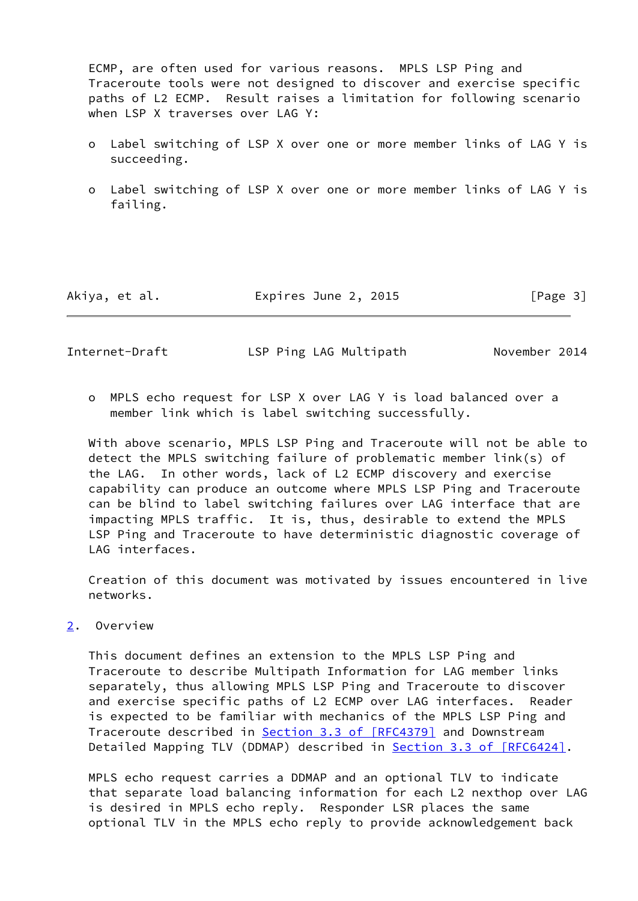ECMP, are often used for various reasons. MPLS LSP Ping and Traceroute tools were not designed to discover and exercise specific paths of L2 ECMP. Result raises a limitation for following scenario when LSP X traverses over LAG Y:

- Label switching of LSP X over one or more member links of LAG Y is succeeding.

- Label switching of LSP X over one or more member links of LAG Y is failing.

- MPLS echo request for LSP X over LAG Y is load balanced over a member link which is label switching successfully.

With above scenario, MPLS LSP Ping and Traceroute will not be able to detect the MPLS switching failure of problematic member link(s) of the LAG. In other words, lack of L2 ECMP discovery and exercise capability can produce an outcome where MPLS LSP Ping and Traceroute can be blind to label switching failures over LAG interface that are impacting MPLS traffic. It is, thus, desirable to extend the MPLS LSP Ping and Traceroute to have deterministic diagnostic coverage of LAG interfaces.

Creation of this document was motivated by issues encountered in live networks.

## 2. Overview

This document defines an extension to the MPLS LSP Ping and Traceroute to describe Multipath Information for LAG member links separately, thus allowing MPLS LSP Ping and Traceroute to discover and exercise specific paths of L2 ECMP over LAG interfaces. Reader is expected to be familiar with mechanics of the MPLS LSP Ping and Traceroute described in Section 3.3 of [RFC4379] and Downstream Detailed Mapping TLV (DDMAP) described in Section 3.3 of [RFC6424].

MPLS echo request carries a DDMAP and an optional TLV to indicate that separate load balancing information for each L2 nexthop over LAG is desired in MPLS echo reply. Responder LSR places the same optional TLV in the MPLS echo reply to provide acknowledgement back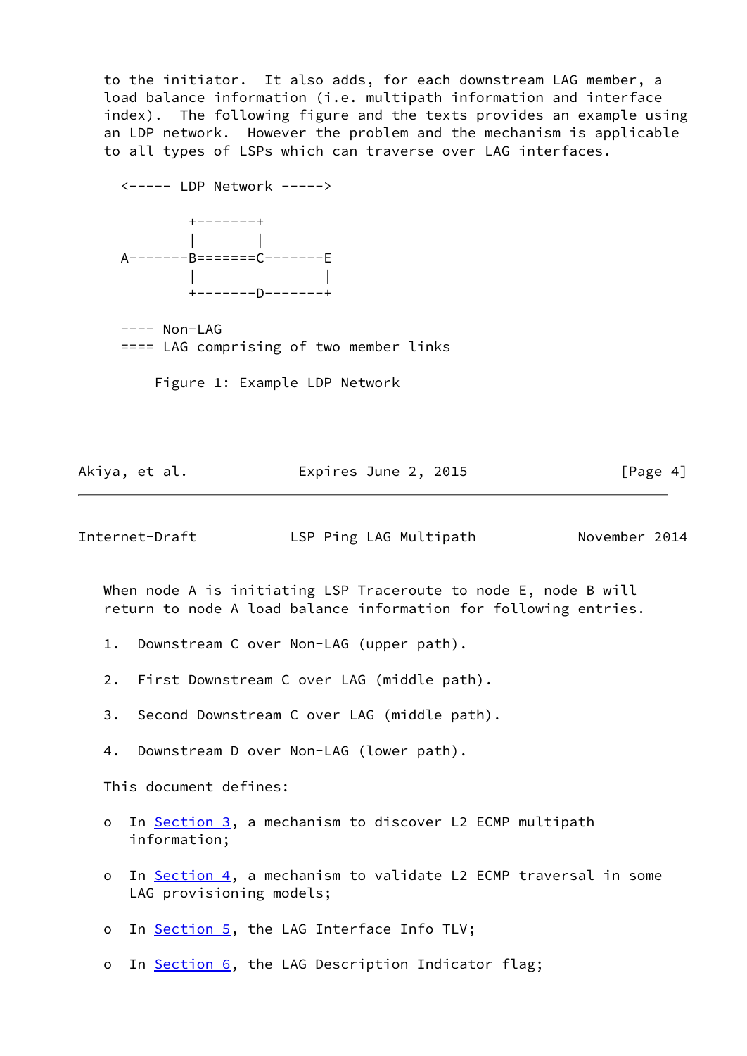to the initiator. It also adds, for each downstream LAG member, a load balance information (i.e. multipath information and interface index). The following figure and the texts provides an example using an LDP network. However the problem and the mechanism is applicable to all types of LSPs which can traverse over LAG interfaces.

```
   <----- LDP Network ----->

           +-------+
           |       |
   A-------B=======C-------E
           |               |
           +-------D-------+

   ---- Non-LAG
   ==== LAG comprising of two member links
```

Figure 1: Example LDP Network

When node A is initiating LSP Traceroute to node E, node B will return to node A load balance information for following entries.

1. Downstream C over Non-LAG (upper path).

2. First Downstream C over LAG (middle path).

3. Second Downstream C over LAG (middle path).

4. Downstream D over Non-LAG (lower path).

This document defines:

- In Section 3, a mechanism to discover L2 ECMP multipath information;

- In Section 4, a mechanism to validate L2 ECMP traversal in some LAG provisioning models;

- In Section 5, the LAG Interface Info TLV;

- In Section 6, the LAG Description Indicator flag;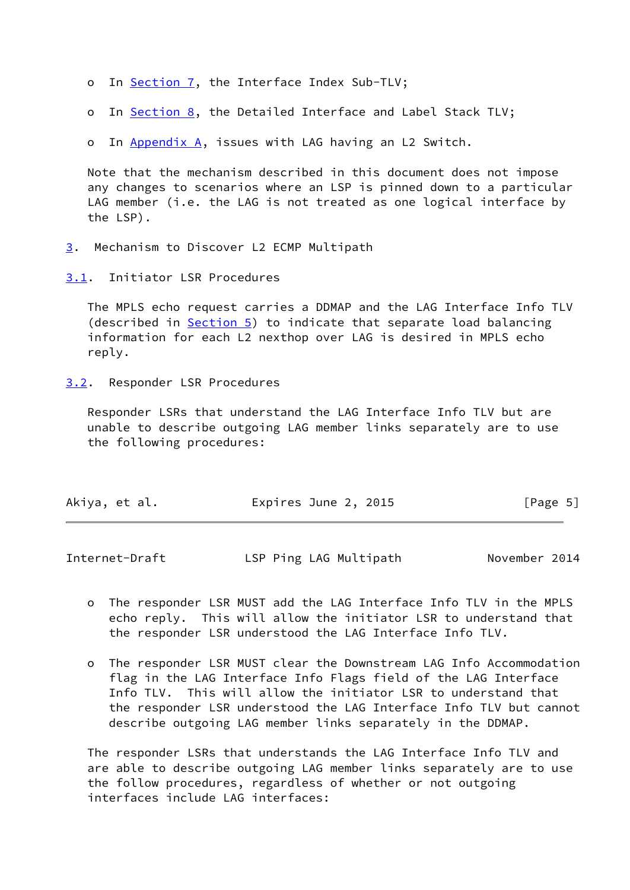- In Section 7, the Interface Index Sub-TLV;
- In Section 8, the Detailed Interface and Label Stack TLV;
- In Appendix A, issues with LAG having an L2 Switch.

Note that the mechanism described in this document does not impose any changes to scenarios where an LSP is pinned down to a particular LAG member (i.e. the LAG is not treated as one logical interface by the LSP).

## 3. Mechanism to Discover L2 ECMP Multipath

### 3.1. Initiator LSR Procedures

The MPLS echo request carries a DDMAP and the LAG Interface Info TLV (described in Section 5) to indicate that separate load balancing information for each L2 nexthop over LAG is desired in MPLS echo reply.

### 3.2. Responder LSR Procedures

Responder LSRs that understand the LAG Interface Info TLV but are unable to describe outgoing LAG member links separately are to use the following procedures:

- The responder LSR MUST add the LAG Interface Info TLV in the MPLS echo reply. This will allow the initiator LSR to understand that the responder LSR understood the LAG Interface Info TLV.
- The responder LSR MUST clear the Downstream LAG Info Accommodation flag in the LAG Interface Info Flags field of the LAG Interface Info TLV. This will allow the initiator LSR to understand that the responder LSR understood the LAG Interface Info TLV but cannot describe outgoing LAG member links separately in the DDMAP.

The responder LSRs that understands the LAG Interface Info TLV and are able to describe outgoing LAG member links separately are to use the follow procedures, regardless of whether or not outgoing interfaces include LAG interfaces: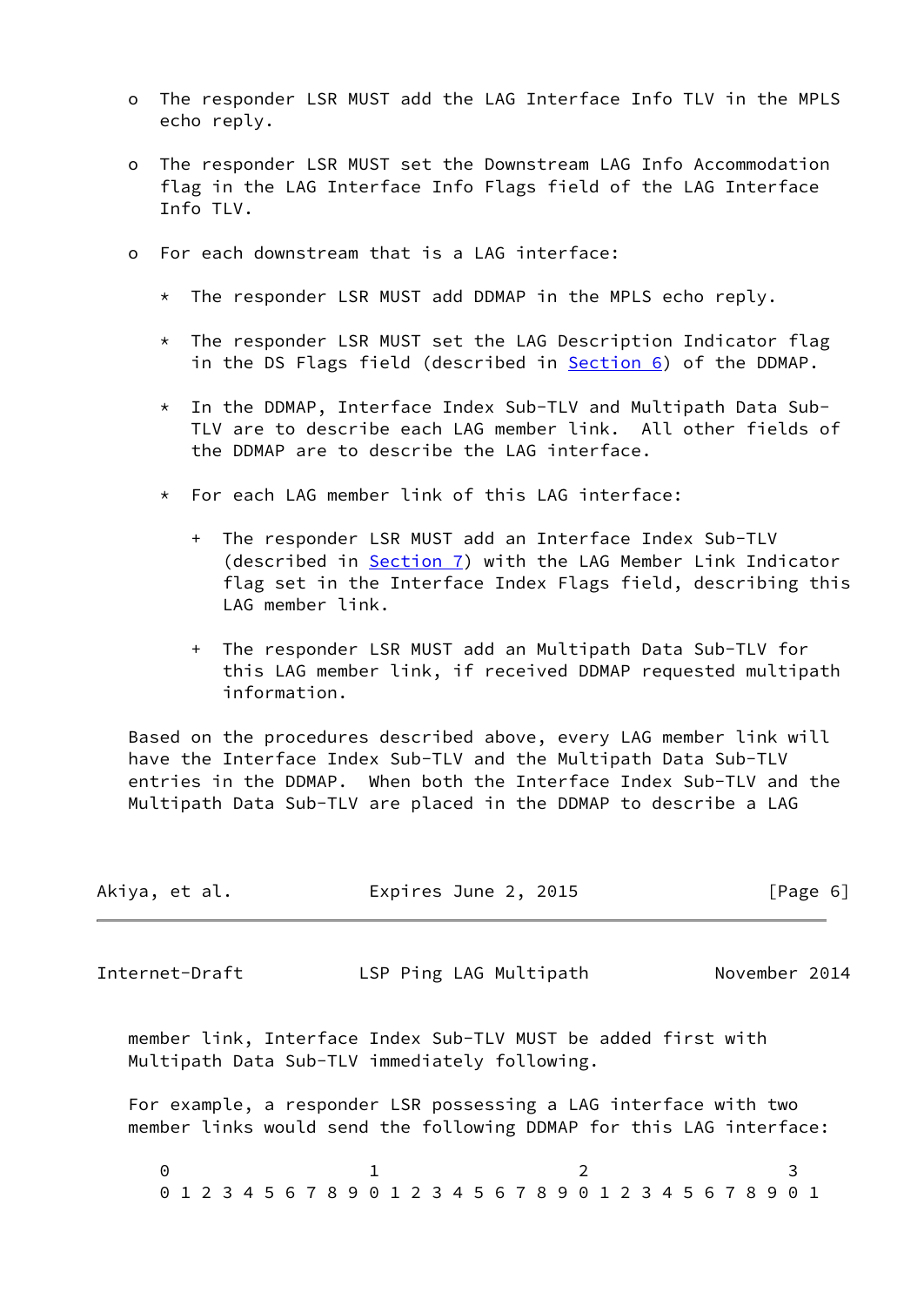- The responder LSR MUST add the LAG Interface Info TLV in the MPLS echo reply.

- The responder LSR MUST set the Downstream LAG Info Accommodation flag in the LAG Interface Info Flags field of the LAG Interface Info TLV.

- For each downstream that is a LAG interface:

  * The responder LSR MUST add DDMAP in the MPLS echo reply.

  * The responder LSR MUST set the LAG Description Indicator flag in the DS Flags field (described in Section 6) of the DDMAP.

  * In the DDMAP, Interface Index Sub-TLV and Multipath Data Sub-TLV are to describe each LAG member link. All other fields of the DDMAP are to describe the LAG interface.

  * For each LAG member link of this LAG interface:

    + The responder LSR MUST add an Interface Index Sub-TLV (described in Section 7) with the LAG Member Link Indicator flag set in the Interface Index Flags field, describing this LAG member link.

    + The responder LSR MUST add an Multipath Data Sub-TLV for this LAG member link, if received DDMAP requested multipath information.

Based on the procedures described above, every LAG member link will have the Interface Index Sub-TLV and the Multipath Data Sub-TLV entries in the DDMAP. When both the Interface Index Sub-TLV and the Multipath Data Sub-TLV are placed in the DDMAP to describe a LAG member link, Interface Index Sub-TLV MUST be added first with Multipath Data Sub-TLV immediately following.

For example, a responder LSR possessing a LAG interface with two member links would send the following DDMAP for this LAG interface:

```
 0                   1                   2                   3
 0 1 2 3 4 5 6 7 8 9 0 1 2 3 4 5 6 7 8 9 0 1 2 3 4 5 6 7 8 9 0 1
```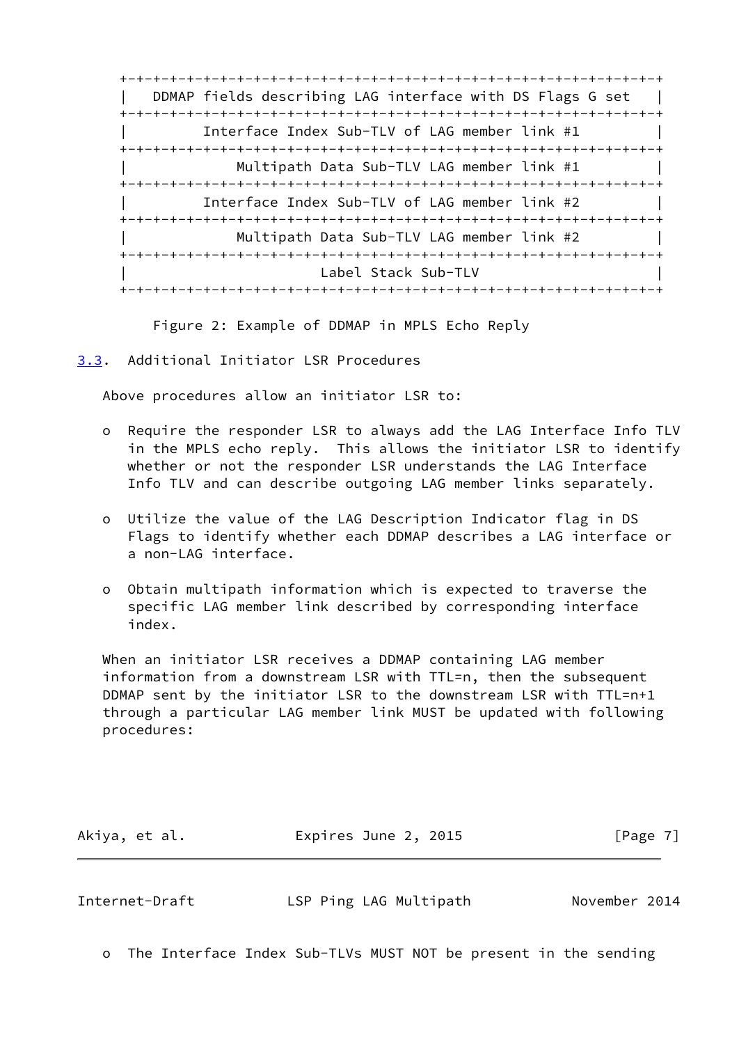```
+-+-+-+-+-+-+-+-+-+-+-+-+-+-+-+-+-+-+-+-+-+-+-+-+-+-+-+-+-+-+-+-+-+
|   DDMAP fields describing LAG interface with DS Flags G set   |
+-+-+-+-+-+-+-+-+-+-+-+-+-+-+-+-+-+-+-+-+-+-+-+-+-+-+-+-+-+-+-+-+-+
|         Interface Index Sub-TLV of LAG member link #1         |
+-+-+-+-+-+-+-+-+-+-+-+-+-+-+-+-+-+-+-+-+-+-+-+-+-+-+-+-+-+-+-+-+-+
|            Multipath Data Sub-TLV LAG member link #1          |
+-+-+-+-+-+-+-+-+-+-+-+-+-+-+-+-+-+-+-+-+-+-+-+-+-+-+-+-+-+-+-+-+-+
|         Interface Index Sub-TLV of LAG member link #2         |
+-+-+-+-+-+-+-+-+-+-+-+-+-+-+-+-+-+-+-+-+-+-+-+-+-+-+-+-+-+-+-+-+-+
|            Multipath Data Sub-TLV LAG member link #2          |
+-+-+-+-+-+-+-+-+-+-+-+-+-+-+-+-+-+-+-+-+-+-+-+-+-+-+-+-+-+-+-+-+-+
|                        Label Stack Sub-TLV                    |
+-+-+-+-+-+-+-+-+-+-+-+-+-+-+-+-+-+-+-+-+-+-+-+-+-+-+-+-+-+-+-+-+-+
```

Figure 2: Example of DDMAP in MPLS Echo Reply

### 3.3. Additional Initiator LSR Procedures

Above procedures allow an initiator LSR to:

- Require the responder LSR to always add the LAG Interface Info TLV in the MPLS echo reply. This allows the initiator LSR to identify whether or not the responder LSR understands the LAG Interface Info TLV and can describe outgoing LAG member links separately.

- Utilize the value of the LAG Description Indicator flag in DS Flags to identify whether each DDMAP describes a LAG interface or a non-LAG interface.

- Obtain multipath information which is expected to traverse the specific LAG member link described by corresponding interface index.

When an initiator LSR receives a DDMAP containing LAG member information from a downstream LSR with TTL=n, then the subsequent DDMAP sent by the initiator LSR to the downstream LSR with TTL=n+1 through a particular LAG member link MUST be updated with following procedures:

- The Interface Index Sub-TLVs MUST NOT be present in the sending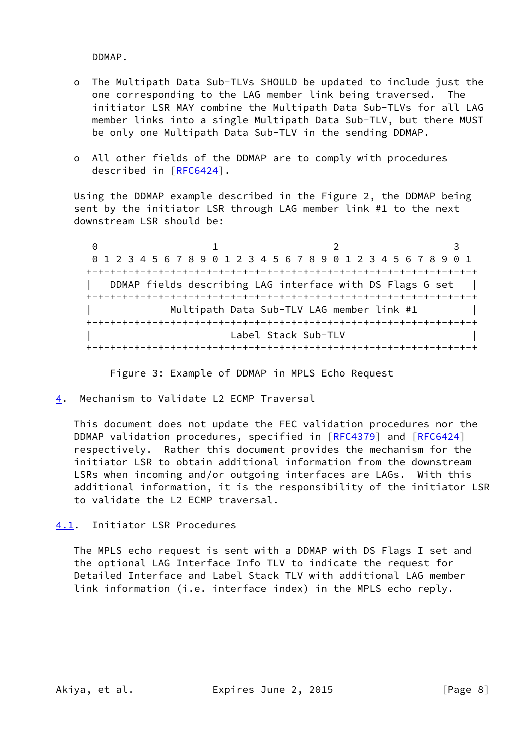DDMAP.

- The Multipath Data Sub-TLVs SHOULD be updated to include just the one corresponding to the LAG member link being traversed. The initiator LSR MAY combine the Multipath Data Sub-TLVs for all LAG member links into a single Multipath Data Sub-TLV, but there MUST be only one Multipath Data Sub-TLV in the sending DDMAP.

- All other fields of the DDMAP are to comply with procedures described in [RFC6424].

Using the DDMAP example described in the Figure 2, the DDMAP being sent by the initiator LSR through LAG member link #1 to the next downstream LSR should be:

```
 0                   1                   2                   3
 0 1 2 3 4 5 6 7 8 9 0 1 2 3 4 5 6 7 8 9 0 1 2 3 4 5 6 7 8 9 0 1
+-+-+-+-+-+-+-+-+-+-+-+-+-+-+-+-+-+-+-+-+-+-+-+-+-+-+-+-+-+-+-+-+
|  DDMAP fields describing LAG interface with DS Flags G set    |
+-+-+-+-+-+-+-+-+-+-+-+-+-+-+-+-+-+-+-+-+-+-+-+-+-+-+-+-+-+-+-+-+
|             Multipath Data Sub-TLV LAG member link #1         |
+-+-+-+-+-+-+-+-+-+-+-+-+-+-+-+-+-+-+-+-+-+-+-+-+-+-+-+-+-+-+-+-+
|                        Label Stack Sub-TLV                    |
+-+-+-+-+-+-+-+-+-+-+-+-+-+-+-+-+-+-+-+-+-+-+-+-+-+-+-+-+-+-+-+-+
```

Figure 3: Example of DDMAP in MPLS Echo Request

## 4. Mechanism to Validate L2 ECMP Traversal

This document does not update the FEC validation procedures nor the DDMAP validation procedures, specified in [RFC4379] and [RFC6424] respectively. Rather this document provides the mechanism for the initiator LSR to obtain additional information from the downstream LSRs when incoming and/or outgoing interfaces are LAGs. With this additional information, it is the responsibility of the initiator LSR to validate the L2 ECMP traversal.

### 4.1. Initiator LSR Procedures

The MPLS echo request is sent with a DDMAP with DS Flags I set and the optional LAG Interface Info TLV to indicate the request for Detailed Interface and Label Stack TLV with additional LAG member link information (i.e. interface index) in the MPLS echo reply.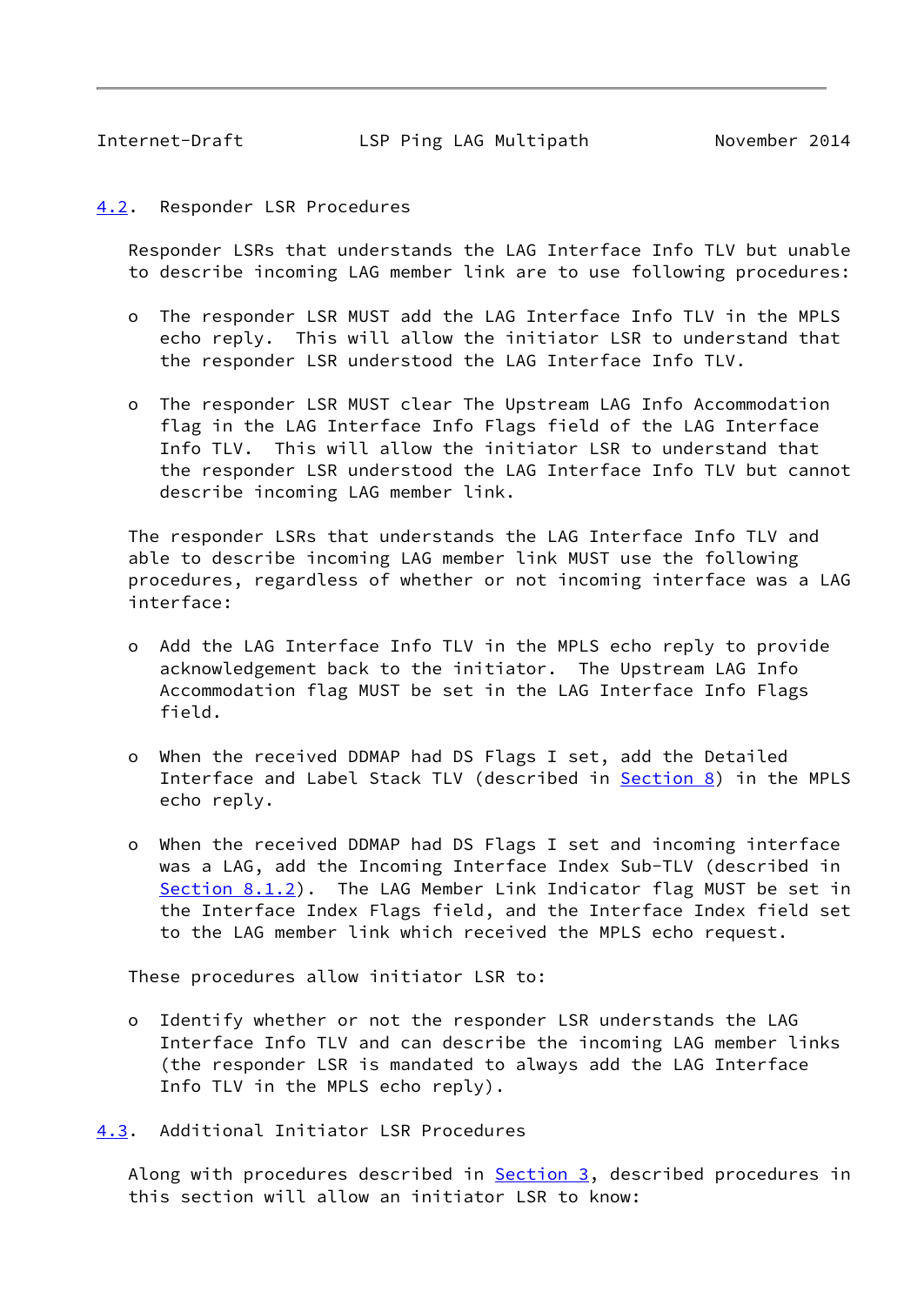## 4.2. Responder LSR Procedures

Responder LSRs that understands the LAG Interface Info TLV but unable to describe incoming LAG member link are to use following procedures:

- The responder LSR MUST add the LAG Interface Info TLV in the MPLS echo reply. This will allow the initiator LSR to understand that the responder LSR understood the LAG Interface Info TLV.

- The responder LSR MUST clear The Upstream LAG Info Accommodation flag in the LAG Interface Info Flags field of the LAG Interface Info TLV. This will allow the initiator LSR to understand that the responder LSR understood the LAG Interface Info TLV but cannot describe incoming LAG member link.

The responder LSRs that understands the LAG Interface Info TLV and able to describe incoming LAG member link MUST use the following procedures, regardless of whether or not incoming interface was a LAG interface:

- Add the LAG Interface Info TLV in the MPLS echo reply to provide acknowledgement back to the initiator. The Upstream LAG Info Accommodation flag MUST be set in the LAG Interface Info Flags field.

- When the received DDMAP had DS Flags I set, add the Detailed Interface and Label Stack TLV (described in Section 8) in the MPLS echo reply.

- When the received DDMAP had DS Flags I set and incoming interface was a LAG, add the Incoming Interface Index Sub-TLV (described in Section 8.1.2). The LAG Member Link Indicator flag MUST be set in the Interface Index Flags field, and the Interface Index field set to the LAG member link which received the MPLS echo request.

These procedures allow initiator LSR to:

- Identify whether or not the responder LSR understands the LAG Interface Info TLV and can describe the incoming LAG member links (the responder LSR is mandated to always add the LAG Interface Info TLV in the MPLS echo reply).

## 4.3. Additional Initiator LSR Procedures

Along with procedures described in Section 3, described procedures in this section will allow an initiator LSR to know: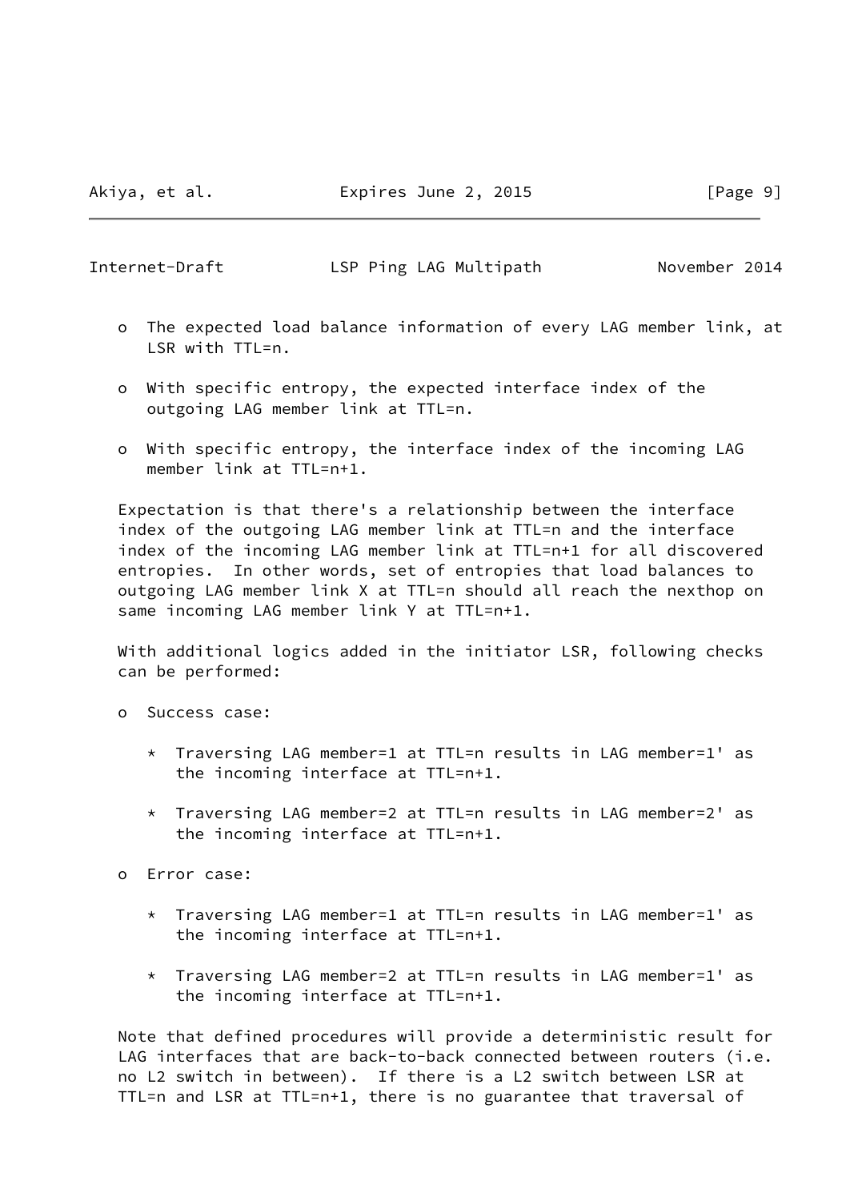- The expected load balance information of every LAG member link, at LSR with TTL=n.

- With specific entropy, the expected interface index of the outgoing LAG member link at TTL=n.

- With specific entropy, the interface index of the incoming LAG member link at TTL=n+1.

Expectation is that there's a relationship between the interface index of the outgoing LAG member link at TTL=n and the interface index of the incoming LAG member link at TTL=n+1 for all discovered entropies. In other words, set of entropies that load balances to outgoing LAG member link X at TTL=n should all reach the nexthop on same incoming LAG member link Y at TTL=n+1.

With additional logics added in the initiator LSR, following checks can be performed:

- Success case:

  * Traversing LAG member=1 at TTL=n results in LAG member=1' as the incoming interface at TTL=n+1.

  * Traversing LAG member=2 at TTL=n results in LAG member=2' as the incoming interface at TTL=n+1.

- Error case:

  * Traversing LAG member=1 at TTL=n results in LAG member=1' as the incoming interface at TTL=n+1.

  * Traversing LAG member=2 at TTL=n results in LAG member=1' as the incoming interface at TTL=n+1.

Note that defined procedures will provide a deterministic result for LAG interfaces that are back-to-back connected between routers (i.e. no L2 switch in between). If there is a L2 switch between LSR at TTL=n and LSR at TTL=n+1, there is no guarantee that traversal of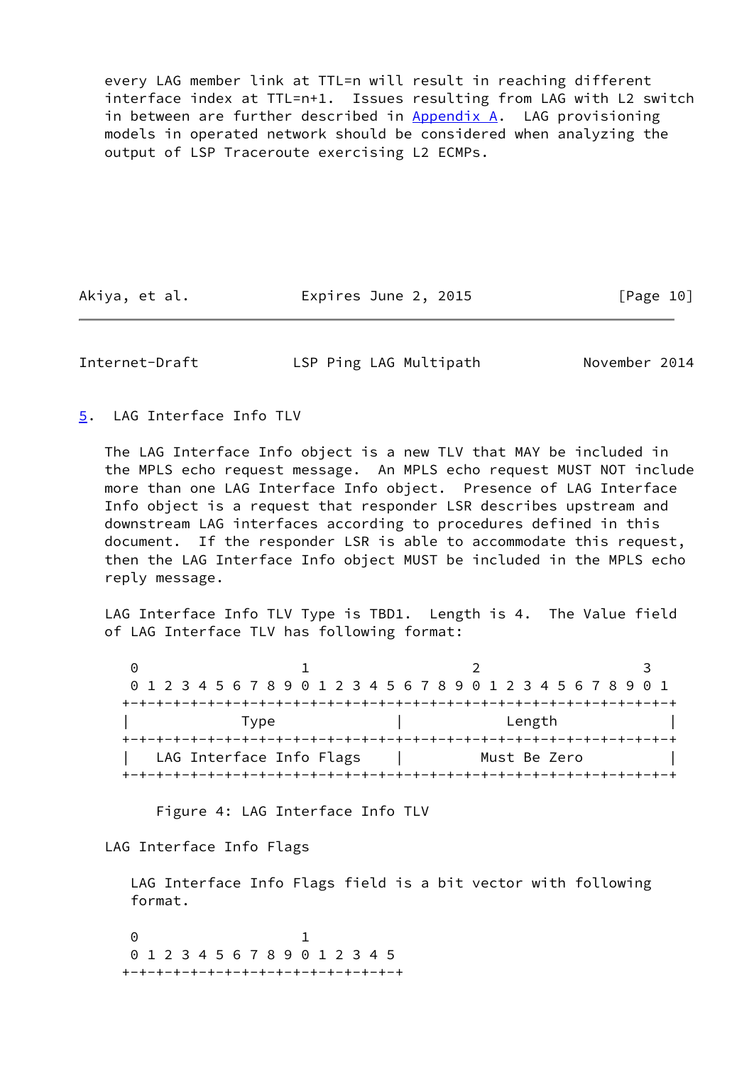every LAG member link at TTL=n will result in reaching different interface index at TTL=n+1. Issues resulting from LAG with L2 switch in between are further described in Appendix A. LAG provisioning models in operated network should be considered when analyzing the output of LSP Traceroute exercising L2 ECMPs.

## 5. LAG Interface Info TLV

The LAG Interface Info object is a new TLV that MAY be included in the MPLS echo request message. An MPLS echo request MUST NOT include more than one LAG Interface Info object. Presence of LAG Interface Info object is a request that responder LSR describes upstream and downstream LAG interfaces according to procedures defined in this document. If the responder LSR is able to accommodate this request, then the LAG Interface Info object MUST be included in the MPLS echo reply message.

LAG Interface Info TLV Type is TBD1. Length is 4. The Value field of LAG Interface TLV has following format:

```
 0                   1                   2                   3
 0 1 2 3 4 5 6 7 8 9 0 1 2 3 4 5 6 7 8 9 0 1 2 3 4 5 6 7 8 9 0 1
+-+-+-+-+-+-+-+-+-+-+-+-+-+-+-+-+-+-+-+-+-+-+-+-+-+-+-+-+-+-+-+-+
|             Type              |             Length            |
+-+-+-+-+-+-+-+-+-+-+-+-+-+-+-+-+-+-+-+-+-+-+-+-+-+-+-+-+-+-+-+-+
|   LAG Interface Info Flags    |          Must Be Zero         |
+-+-+-+-+-+-+-+-+-+-+-+-+-+-+-+-+-+-+-+-+-+-+-+-+-+-+-+-+-+-+-+-+
```

Figure 4: LAG Interface Info TLV

LAG Interface Info Flags

LAG Interface Info Flags field is a bit vector with following format.

```
 0                   1
 0 1 2 3 4 5 6 7 8 9 0 1 2 3 4 5
+-+-+-+-+-+-+-+-+-+-+-+-+-+-+-+-+
```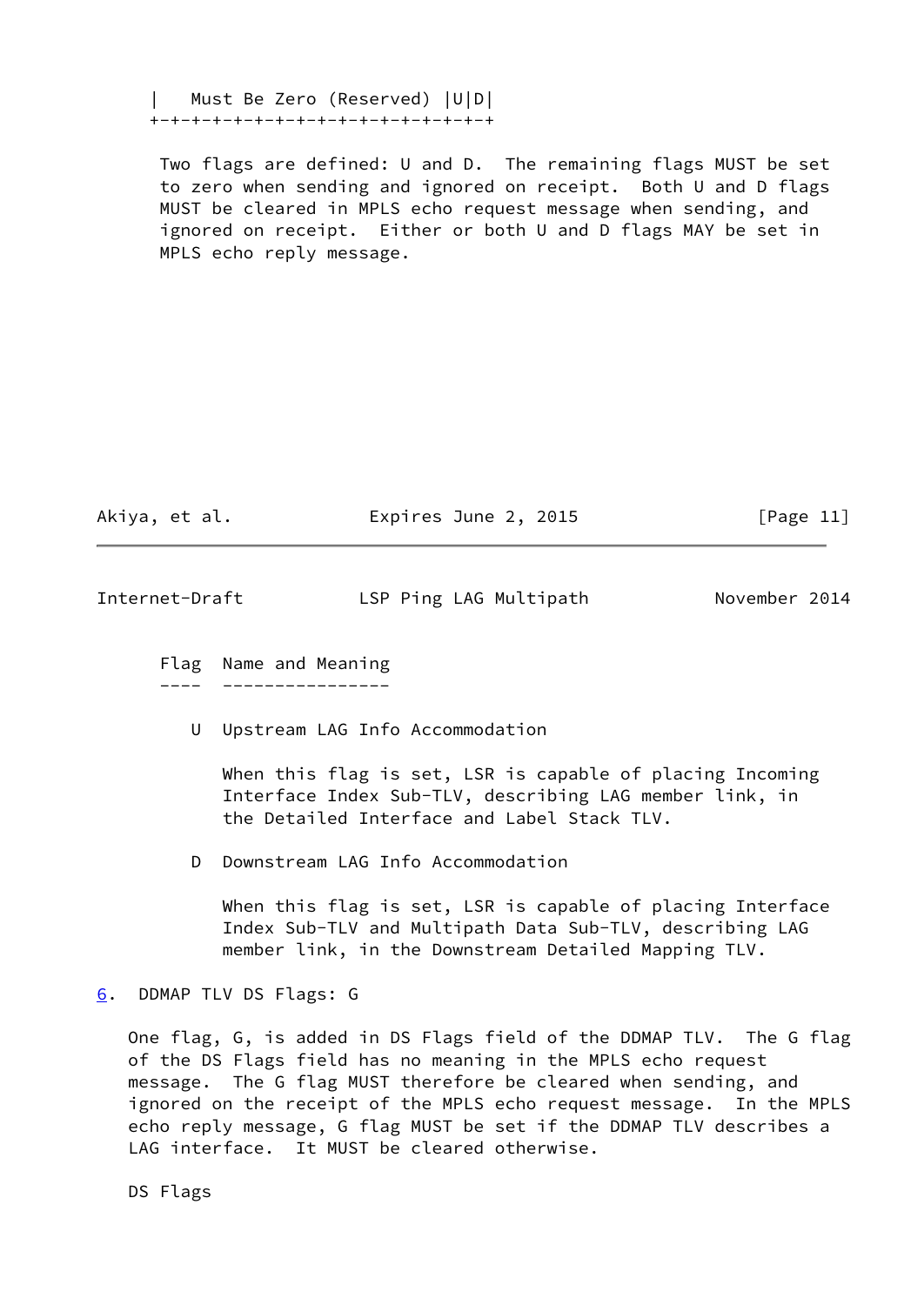```
|   Must Be Zero (Reserved) |U|D|
+-+-+-+-+-+-+-+-+-+-+-+-+-+-+-+-+
```

Two flags are defined: U and D. The remaining flags MUST be set to zero when sending and ignored on receipt. Both U and D flags MUST be cleared in MPLS echo request message when sending, and ignored on receipt. Either or both U and D flags MAY be set in MPLS echo reply message.

| Flag | Name and Meaning |
| --- | --- |
| U | Upstream LAG Info Accommodation<br><br>When this flag is set, LSR is capable of placing Incoming Interface Index Sub-TLV, describing LAG member link, in the Detailed Interface and Label Stack TLV. |
| D | Downstream LAG Info Accommodation<br><br>When this flag is set, LSR is capable of placing Interface Index Sub-TLV and Multipath Data Sub-TLV, describing LAG member link, in the Downstream Detailed Mapping TLV. |

## 6. DDMAP TLV DS Flags: G

One flag, G, is added in DS Flags field of the DDMAP TLV. The G flag of the DS Flags field has no meaning in the MPLS echo request message. The G flag MUST therefore be cleared when sending, and ignored on the receipt of the MPLS echo request message. In the MPLS echo reply message, G flag MUST be set if the DDMAP TLV describes a LAG interface. It MUST be cleared otherwise.

DS Flags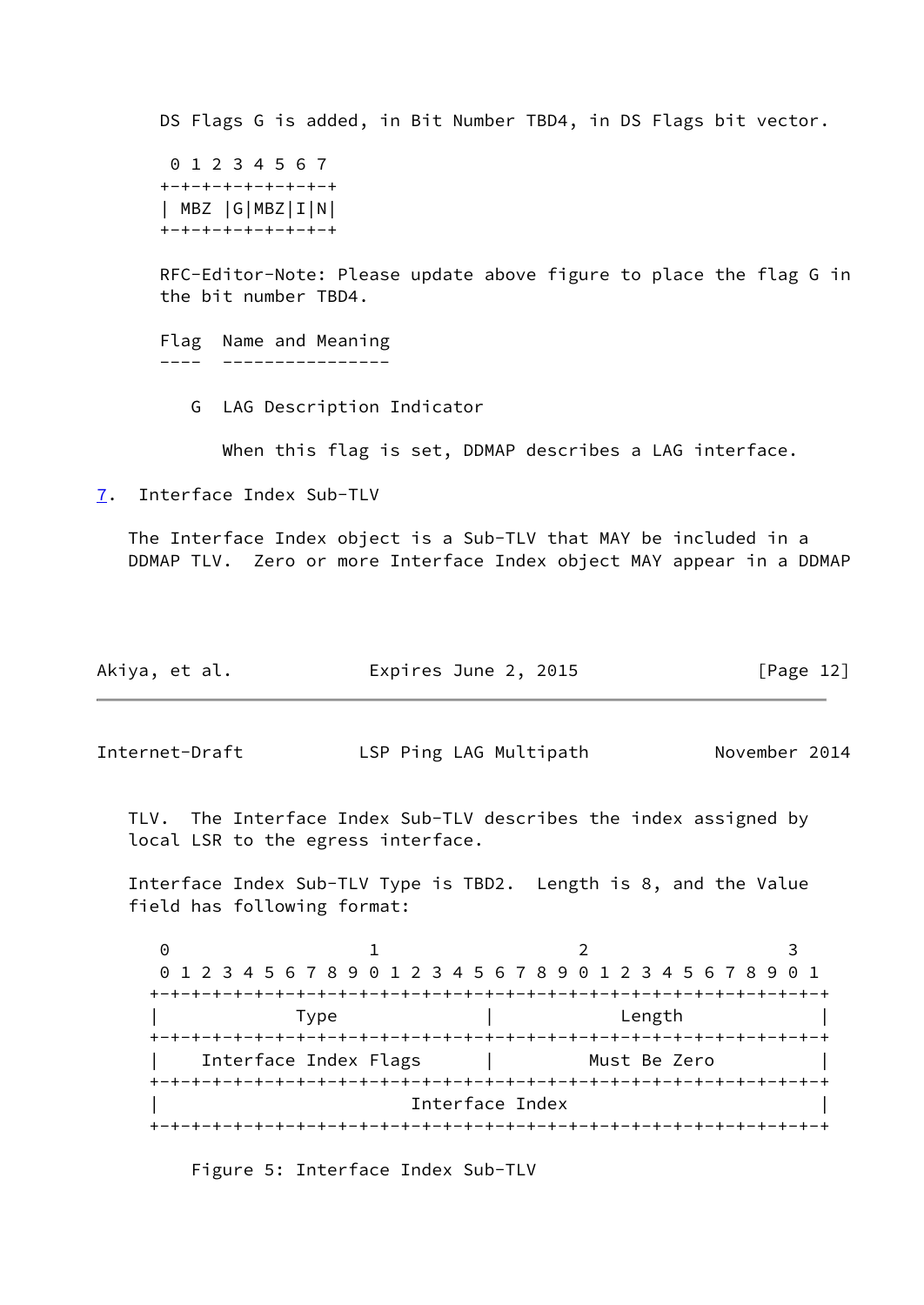DS Flags G is added, in Bit Number TBD4, in DS Flags bit vector.

```
 0 1 2 3 4 5 6 7
+-+-+-+-+-+-+-+-+
| MBZ |G|MBZ|I|N|
+-+-+-+-+-+-+-+-+
```

RFC-Editor-Note: Please update above figure to place the flag G in the bit number TBD4.

```
Flag  Name and Meaning
----  ----------------

   G  LAG Description Indicator

      When this flag is set, DDMAP describes a LAG interface.
```

## 7. Interface Index Sub-TLV

The Interface Index object is a Sub-TLV that MAY be included in a DDMAP TLV. Zero or more Interface Index object MAY appear in a DDMAP TLV. The Interface Index Sub-TLV describes the index assigned by local LSR to the egress interface.

Interface Index Sub-TLV Type is TBD2. Length is 8, and the Value field has following format:

```
 0                   1                   2                   3
 0 1 2 3 4 5 6 7 8 9 0 1 2 3 4 5 6 7 8 9 0 1 2 3 4 5 6 7 8 9 0 1
+-+-+-+-+-+-+-+-+-+-+-+-+-+-+-+-+-+-+-+-+-+-+-+-+-+-+-+-+-+-+-+-+
|             Type              |             Length            |
+-+-+-+-+-+-+-+-+-+-+-+-+-+-+-+-+-+-+-+-+-+-+-+-+-+-+-+-+-+-+-+-+
|    Interface Index Flags      |          Must Be Zero         |
+-+-+-+-+-+-+-+-+-+-+-+-+-+-+-+-+-+-+-+-+-+-+-+-+-+-+-+-+-+-+-+-+
|                         Interface Index                       |
+-+-+-+-+-+-+-+-+-+-+-+-+-+-+-+-+-+-+-+-+-+-+-+-+-+-+-+-+-+-+-+-+
```

Figure 5: Interface Index Sub-TLV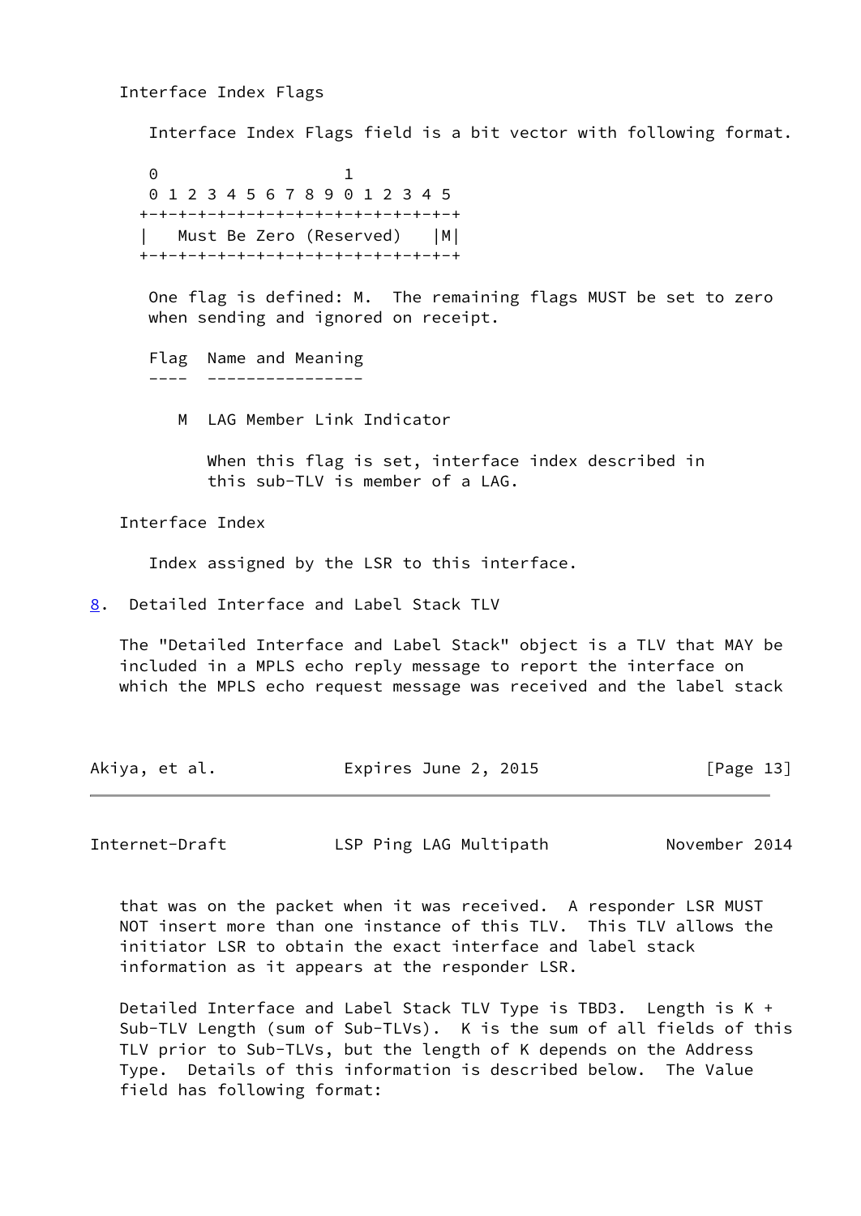Interface Index Flags

Interface Index Flags field is a bit vector with following format.

```
 0                   1
 0 1 2 3 4 5 6 7 8 9 0 1 2 3 4 5
+-+-+-+-+-+-+-+-+-+-+-+-+-+-+-+-+
|   Must Be Zero (Reserved)   |M|
+-+-+-+-+-+-+-+-+-+-+-+-+-+-+-+-+
```

One flag is defined: M. The remaining flags MUST be set to zero when sending and ignored on receipt.

```
Flag  Name and Meaning
----  ----------------

   M  LAG Member Link Indicator

      When this flag is set, interface index described in
      this sub-TLV is member of a LAG.
```

Interface Index

Index assigned by the LSR to this interface.

## 8. Detailed Interface and Label Stack TLV

The "Detailed Interface and Label Stack" object is a TLV that MAY be included in a MPLS echo reply message to report the interface on which the MPLS echo request message was received and the label stack that was on the packet when it was received. A responder LSR MUST NOT insert more than one instance of this TLV. This TLV allows the initiator LSR to obtain the exact interface and label stack information as it appears at the responder LSR.

Detailed Interface and Label Stack TLV Type is TBD3. Length is K + Sub-TLV Length (sum of Sub-TLVs). K is the sum of all fields of this TLV prior to Sub-TLVs, but the length of K depends on the Address Type. Details of this information is described below. The Value field has following format: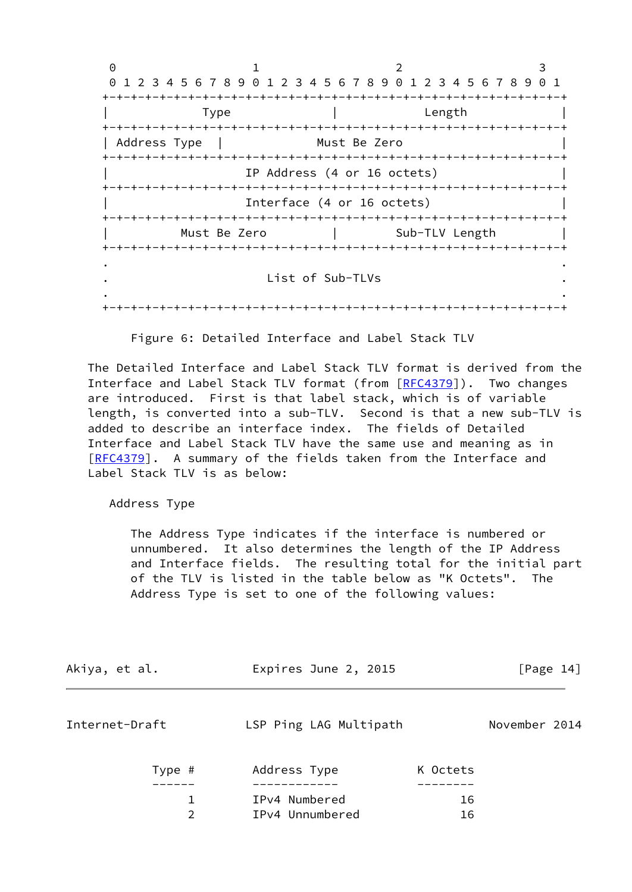```
 0                   1                   2                   3
 0 1 2 3 4 5 6 7 8 9 0 1 2 3 4 5 6 7 8 9 0 1 2 3 4 5 6 7 8 9 0 1
+-+-+-+-+-+-+-+-+-+-+-+-+-+-+-+-+-+-+-+-+-+-+-+-+-+-+-+-+-+-+-+-+
|             Type              |             Length            |
+-+-+-+-+-+-+-+-+-+-+-+-+-+-+-+-+-+-+-+-+-+-+-+-+-+-+-+-+-+-+-+-+
| Address Type  |             Must Be Zero                      |
+-+-+-+-+-+-+-+-+-+-+-+-+-+-+-+-+-+-+-+-+-+-+-+-+-+-+-+-+-+-+-+-+
|                  IP Address (4 or 16 octets)                  |
+-+-+-+-+-+-+-+-+-+-+-+-+-+-+-+-+-+-+-+-+-+-+-+-+-+-+-+-+-+-+-+-+
|                  Interface (4 or 16 octets)                   |
+-+-+-+-+-+-+-+-+-+-+-+-+-+-+-+-+-+-+-+-+-+-+-+-+-+-+-+-+-+-+-+-+
|          Must Be Zero         |         Sub-TLV Length        |
+-+-+-+-+-+-+-+-+-+-+-+-+-+-+-+-+-+-+-+-+-+-+-+-+-+-+-+-+-+-+-+-+
.                                                               .
.                      List of Sub-TLVs                         .
.                                                               .
+-+-+-+-+-+-+-+-+-+-+-+-+-+-+-+-+-+-+-+-+-+-+-+-+-+-+-+-+-+-+-+-+
```

Figure 6: Detailed Interface and Label Stack TLV

The Detailed Interface and Label Stack TLV format is derived from the Interface and Label Stack TLV format (from [RFC4379]). Two changes are introduced. First is that label stack, which is of variable length, is converted into a sub-TLV. Second is that a new sub-TLV is added to describe an interface index. The fields of Detailed Interface and Label Stack TLV have the same use and meaning as in [RFC4379]. A summary of the fields taken from the Interface and Label Stack TLV is as below:

Address Type

The Address Type indicates if the interface is numbered or unnumbered. It also determines the length of the IP Address and Interface fields. The resulting total for the initial part of the TLV is listed in the table below as "K Octets". The Address Type is set to one of the following values:

| Type # | Address Type | K Octets |
|---|---|---|
| 1 | IPv4 Numbered | 16 |
| 2 | IPv4 Unnumbered | 16 |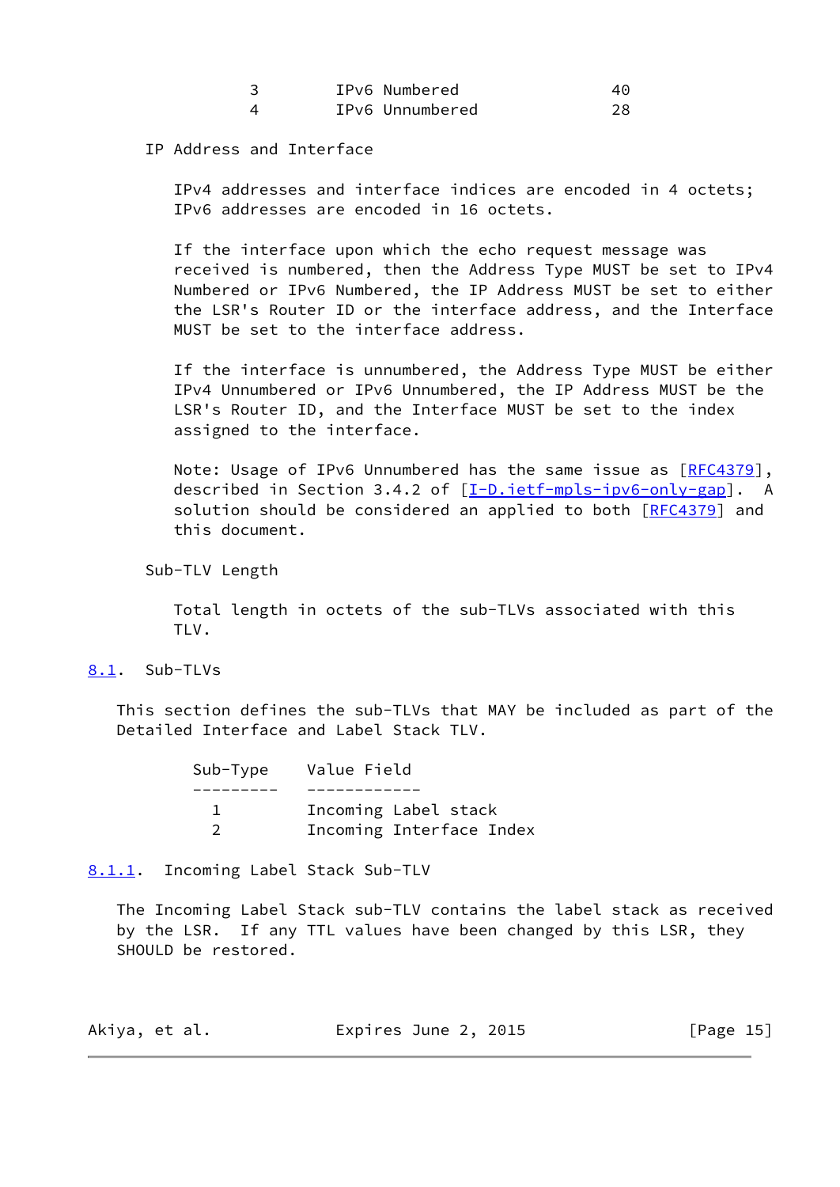| | | |
|---|---|---|
| 3 | IPv6 Numbered | 40 |
| 4 | IPv6 Unnumbered | 28 |

IP Address and Interface

IPv4 addresses and interface indices are encoded in 4 octets; IPv6 addresses are encoded in 16 octets.

If the interface upon which the echo request message was received is numbered, then the Address Type MUST be set to IPv4 Numbered or IPv6 Numbered, the IP Address MUST be set to either the LSR's Router ID or the interface address, and the Interface MUST be set to the interface address.

If the interface is unnumbered, the Address Type MUST be either IPv4 Unnumbered or IPv6 Unnumbered, the IP Address MUST be the LSR's Router ID, and the Interface MUST be set to the index assigned to the interface.

Note: Usage of IPv6 Unnumbered has the same issue as [RFC4379], described in Section 3.4.2 of [I-D.ietf-mpls-ipv6-only-gap]. A solution should be considered an applied to both [RFC4379] and this document.

Sub-TLV Length

Total length in octets of the sub-TLVs associated with this TLV.

### 8.1. Sub-TLVs

This section defines the sub-TLVs that MAY be included as part of the Detailed Interface and Label Stack TLV.

| Sub-Type | Value Field |
|---|---|
| 1 | Incoming Label stack |
| 2 | Incoming Interface Index |

#### 8.1.1. Incoming Label Stack Sub-TLV

The Incoming Label Stack sub-TLV contains the label stack as received by the LSR. If any TTL values have been changed by this LSR, they SHOULD be restored.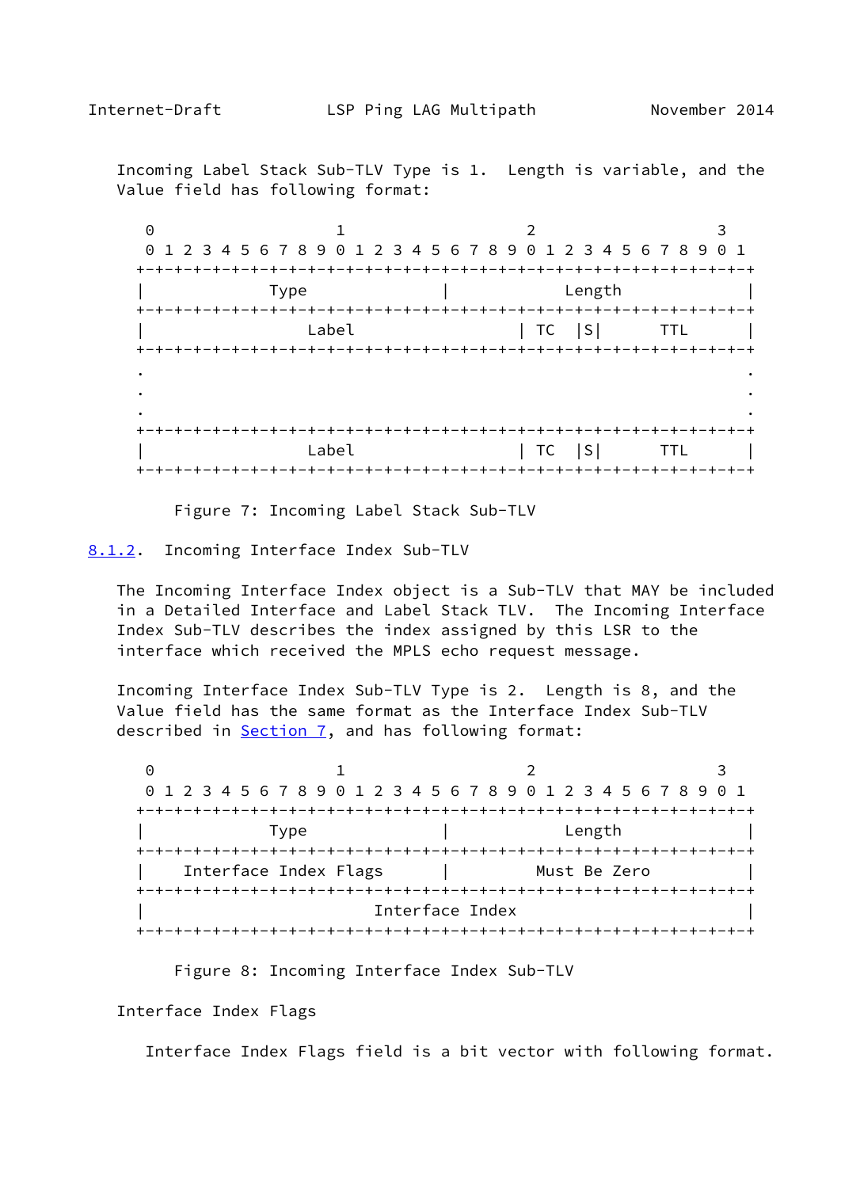Incoming Label Stack Sub-TLV Type is 1. Length is variable, and the Value field has following format:

```
 0                   1                   2                   3
 0 1 2 3 4 5 6 7 8 9 0 1 2 3 4 5 6 7 8 9 0 1 2 3 4 5 6 7 8 9 0 1
+-+-+-+-+-+-+-+-+-+-+-+-+-+-+-+-+-+-+-+-+-+-+-+-+-+-+-+-+-+-+-+-+
|             Type              |            Length             |
+-+-+-+-+-+-+-+-+-+-+-+-+-+-+-+-+-+-+-+-+-+-+-+-+-+-+-+-+-+-+-+-+
|                Label                  | TC  |S|      TTL      |
+-+-+-+-+-+-+-+-+-+-+-+-+-+-+-+-+-+-+-+-+-+-+-+-+-+-+-+-+-+-+-+-+
.                                                               .
.                                                               .
.                                                               .
+-+-+-+-+-+-+-+-+-+-+-+-+-+-+-+-+-+-+-+-+-+-+-+-+-+-+-+-+-+-+-+-+
|                Label                  | TC  |S|      TTL      |
+-+-+-+-+-+-+-+-+-+-+-+-+-+-+-+-+-+-+-+-+-+-+-+-+-+-+-+-+-+-+-+-+
```

Figure 7: Incoming Label Stack Sub-TLV

### 8.1.2. Incoming Interface Index Sub-TLV

The Incoming Interface Index object is a Sub-TLV that MAY be included in a Detailed Interface and Label Stack TLV. The Incoming Interface Index Sub-TLV describes the index assigned by this LSR to the interface which received the MPLS echo request message.

Incoming Interface Index Sub-TLV Type is 2. Length is 8, and the Value field has the same format as the Interface Index Sub-TLV described in Section 7, and has following format:

```
 0                   1                   2                   3
 0 1 2 3 4 5 6 7 8 9 0 1 2 3 4 5 6 7 8 9 0 1 2 3 4 5 6 7 8 9 0 1
+-+-+-+-+-+-+-+-+-+-+-+-+-+-+-+-+-+-+-+-+-+-+-+-+-+-+-+-+-+-+-+-+
|             Type              |            Length             |
+-+-+-+-+-+-+-+-+-+-+-+-+-+-+-+-+-+-+-+-+-+-+-+-+-+-+-+-+-+-+-+-+
|    Interface Index Flags      |         Must Be Zero          |
+-+-+-+-+-+-+-+-+-+-+-+-+-+-+-+-+-+-+-+-+-+-+-+-+-+-+-+-+-+-+-+-+
|                        Interface Index                        |
+-+-+-+-+-+-+-+-+-+-+-+-+-+-+-+-+-+-+-+-+-+-+-+-+-+-+-+-+-+-+-+-+
```

Figure 8: Incoming Interface Index Sub-TLV

Interface Index Flags

Interface Index Flags field is a bit vector with following format.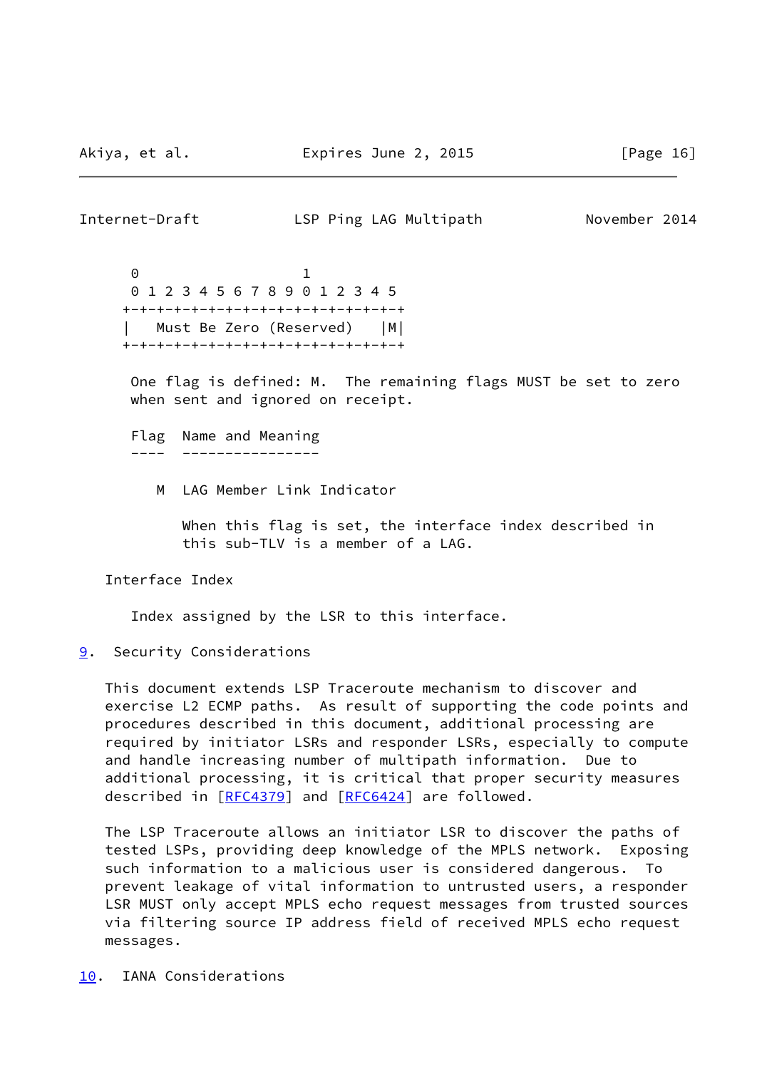```
    0                   1
    0 1 2 3 4 5 6 7 8 9 0 1 2 3 4 5
   +-+-+-+-+-+-+-+-+-+-+-+-+-+-+-+-+
   |   Must Be Zero (Reserved)   |M|
   +-+-+-+-+-+-+-+-+-+-+-+-+-+-+-+-+
```

One flag is defined: M. The remaining flags MUST be set to zero when sent and ignored on receipt.

```
Flag  Name and Meaning
----  ----------------

   M  LAG Member Link Indicator

      When this flag is set, the interface index described in
      this sub-TLV is a member of a LAG.
```

Interface Index

Index assigned by the LSR to this interface.

## 9. Security Considerations

This document extends LSP Traceroute mechanism to discover and exercise L2 ECMP paths. As result of supporting the code points and procedures described in this document, additional processing are required by initiator LSRs and responder LSRs, especially to compute and handle increasing number of multipath information. Due to additional processing, it is critical that proper security measures described in [RFC4379] and [RFC6424] are followed.

The LSP Traceroute allows an initiator LSR to discover the paths of tested LSPs, providing deep knowledge of the MPLS network. Exposing such information to a malicious user is considered dangerous. To prevent leakage of vital information to untrusted users, a responder LSR MUST only accept MPLS echo request messages from trusted sources via filtering source IP address field of received MPLS echo request messages.

## 10. IANA Considerations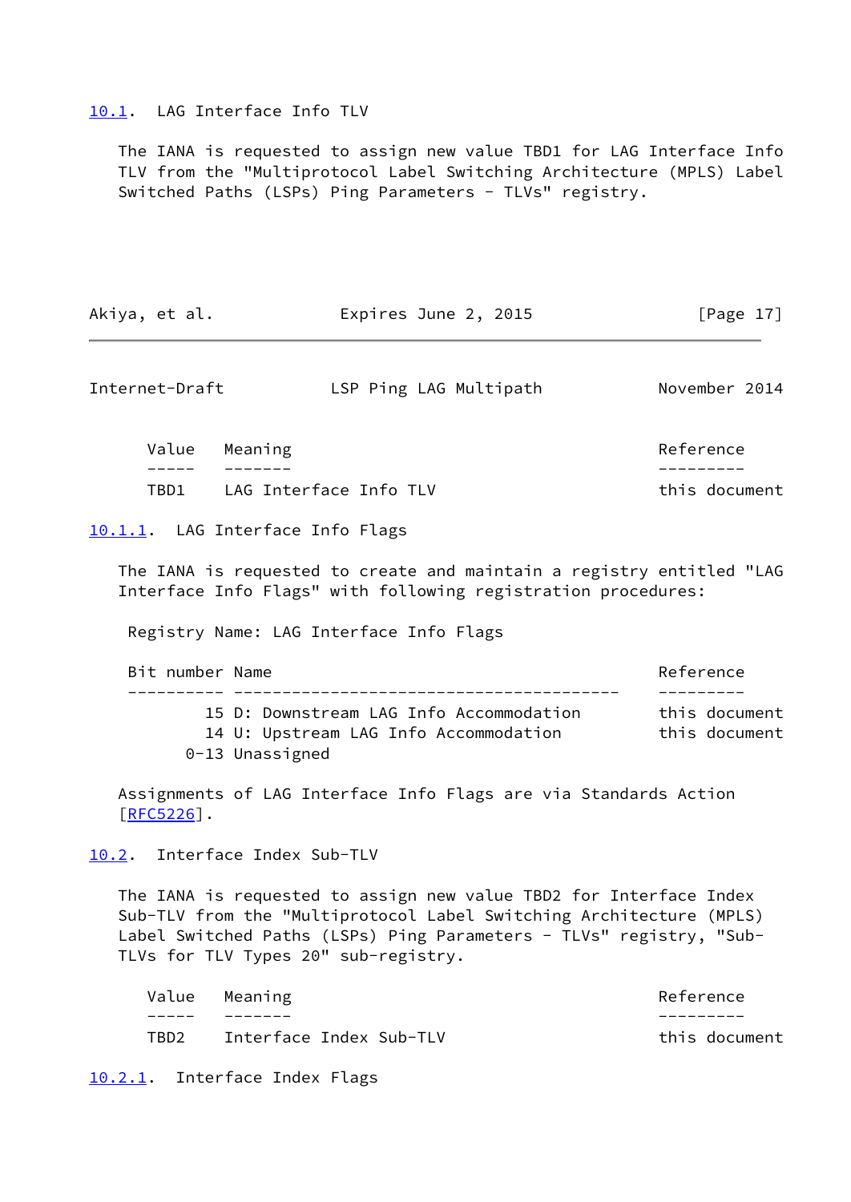### 10.1. LAG Interface Info TLV

The IANA is requested to assign new value TBD1 for LAG Interface Info TLV from the "Multiprotocol Label Switching Architecture (MPLS) Label Switched Paths (LSPs) Ping Parameters - TLVs" registry.

| Value | Meaning | Reference |
|---|---|---|
| TBD1 | LAG Interface Info TLV | this document |

#### 10.1.1. LAG Interface Info Flags

The IANA is requested to create and maintain a registry entitled "LAG Interface Info Flags" with following registration procedures:

Registry Name: LAG Interface Info Flags

| Bit number | Name | Reference |
|---|---|---|
| 15 | D: Downstream LAG Info Accommodation | this document |
| 14 | U: Upstream LAG Info Accommodation | this document |
| 0-13 | Unassigned | |

Assignments of LAG Interface Info Flags are via Standards Action [RFC5226].

### 10.2. Interface Index Sub-TLV

The IANA is requested to assign new value TBD2 for Interface Index Sub-TLV from the "Multiprotocol Label Switching Architecture (MPLS) Label Switched Paths (LSPs) Ping Parameters - TLVs" registry, "Sub-TLVs for TLV Types 20" sub-registry.

| Value | Meaning | Reference |
|---|---|---|
| TBD2 | Interface Index Sub-TLV | this document |

#### 10.2.1. Interface Index Flags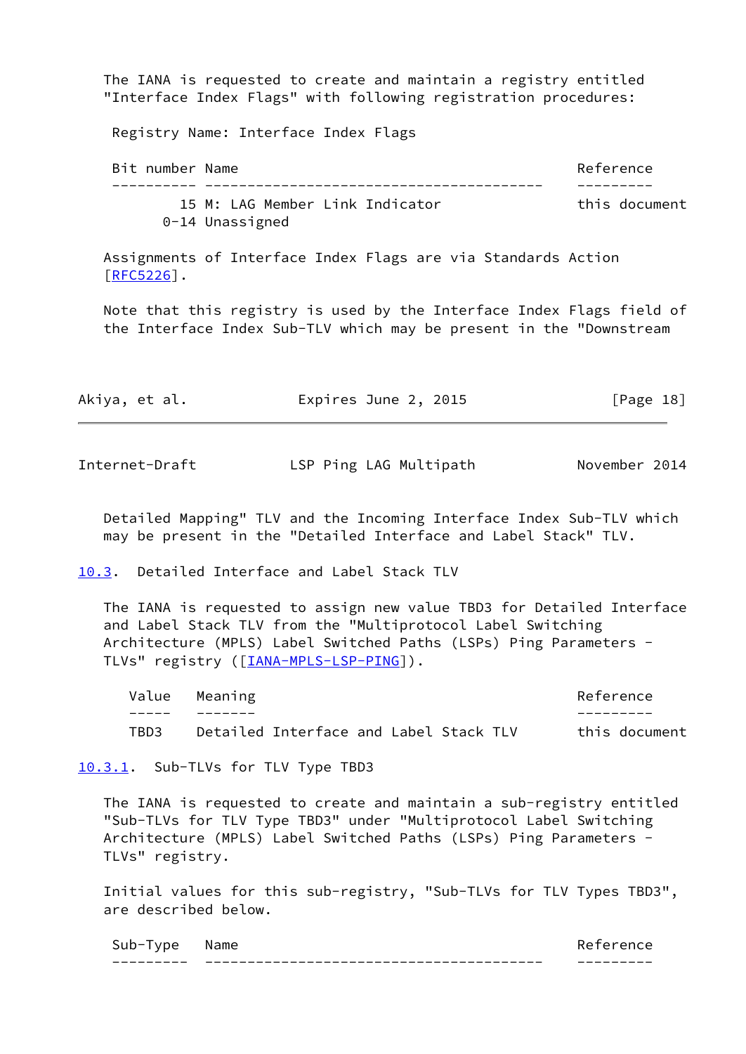The IANA is requested to create and maintain a registry entitled "Interface Index Flags" with following registration procedures:

Registry Name: Interface Index Flags

| Bit number | Name | Reference |
|---|---|---|
| 15 | M: LAG Member Link Indicator | this document |
| 0-14 | Unassigned | |

Assignments of Interface Index Flags are via Standards Action [RFC5226].

Note that this registry is used by the Interface Index Flags field of the Interface Index Sub-TLV which may be present in the "Downstream Detailed Mapping" TLV and the Incoming Interface Index Sub-TLV which may be present in the "Detailed Interface and Label Stack" TLV.

### 10.3. Detailed Interface and Label Stack TLV

The IANA is requested to assign new value TBD3 for Detailed Interface and Label Stack TLV from the "Multiprotocol Label Switching Architecture (MPLS) Label Switched Paths (LSPs) Ping Parameters - TLVs" registry ([IANA-MPLS-LSP-PING]).

| Value | Meaning | Reference |
|---|---|---|
| TBD3 | Detailed Interface and Label Stack TLV | this document |

#### 10.3.1. Sub-TLVs for TLV Type TBD3

The IANA is requested to create and maintain a sub-registry entitled "Sub-TLVs for TLV Type TBD3" under "Multiprotocol Label Switching Architecture (MPLS) Label Switched Paths (LSPs) Ping Parameters - TLVs" registry.

Initial values for this sub-registry, "Sub-TLVs for TLV Types TBD3", are described below.

| Sub-Type | Name | Reference |
|---|---|---|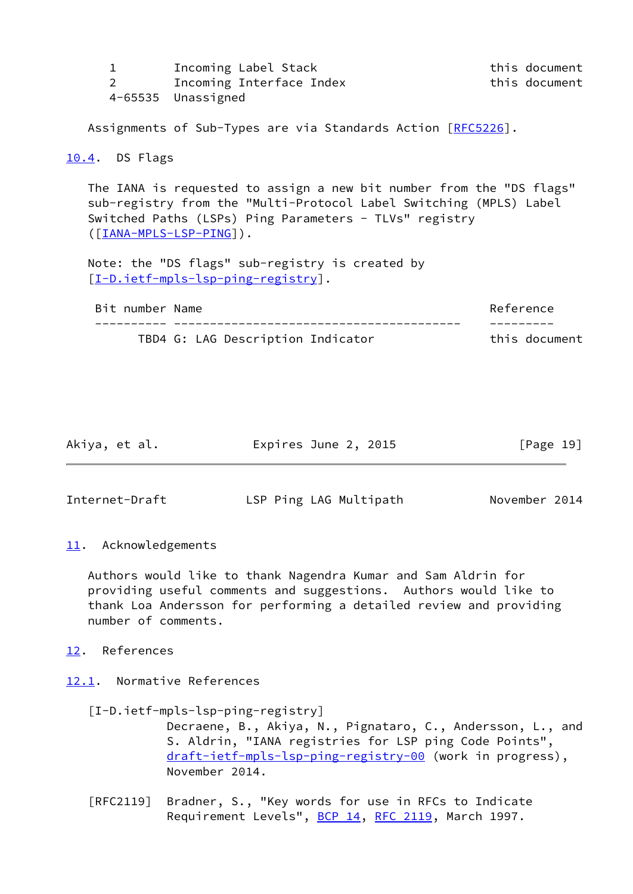| | | |
|---|---|---|
| 1 | Incoming Label Stack | this document |
| 2 | Incoming Interface Index | this document |
| 4-65535 | Unassigned | |

Assignments of Sub-Types are via Standards Action [RFC5226].

### 10.4. DS Flags

The IANA is requested to assign a new bit number from the "DS flags" sub-registry from the "Multi-Protocol Label Switching (MPLS) Label Switched Paths (LSPs) Ping Parameters - TLVs" registry ([IANA-MPLS-LSP-PING]).

Note: the "DS flags" sub-registry is created by [I-D.ietf-mpls-lsp-ping-registry].

| Bit number | Name | Reference |
|---|---|---|
| TBD4 | G: LAG Description Indicator | this document |

## 11. Acknowledgements

Authors would like to thank Nagendra Kumar and Sam Aldrin for providing useful comments and suggestions. Authors would like to thank Loa Andersson for performing a detailed review and providing number of comments.

## 12. References

### 12.1. Normative References

[I-D.ietf-mpls-lsp-ping-registry]
Decraene, B., Akiya, N., Pignataro, C., Andersson, L., and S. Aldrin, "IANA registries for LSP ping Code Points", draft-ietf-mpls-lsp-ping-registry-00 (work in progress), November 2014.

[RFC2119] Bradner, S., "Key words for use in RFCs to Indicate Requirement Levels", BCP 14, RFC 2119, March 1997.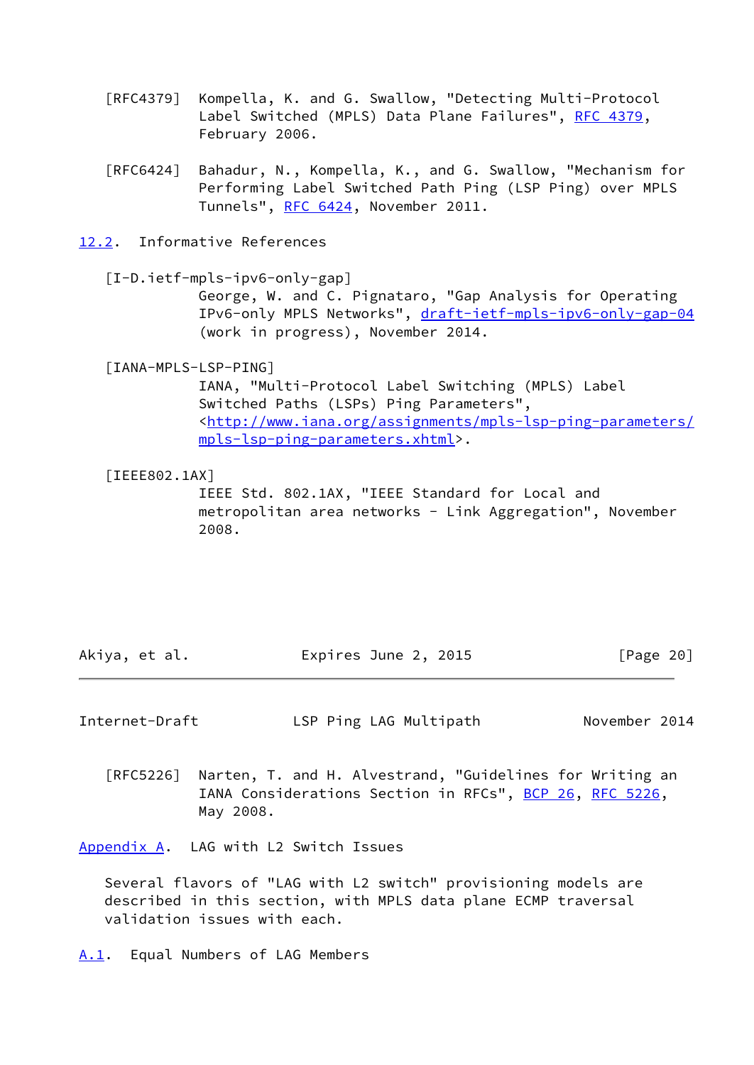[RFC4379] Kompella, K. and G. Swallow, "Detecting Multi-Protocol Label Switched (MPLS) Data Plane Failures", RFC 4379, February 2006.

[RFC6424] Bahadur, N., Kompella, K., and G. Swallow, "Mechanism for Performing Label Switched Path Ping (LSP Ping) over MPLS Tunnels", RFC 6424, November 2011.

## 12.2. Informative References

[I-D.ietf-mpls-ipv6-only-gap]
George, W. and C. Pignataro, "Gap Analysis for Operating IPv6-only MPLS Networks", draft-ietf-mpls-ipv6-only-gap-04 (work in progress), November 2014.

[IANA-MPLS-LSP-PING]
IANA, "Multi-Protocol Label Switching (MPLS) Label Switched Paths (LSPs) Ping Parameters", <http://www.iana.org/assignments/mpls-lsp-ping-parameters/mpls-lsp-ping-parameters.xhtml>.

[IEEE802.1AX]
IEEE Std. 802.1AX, "IEEE Standard for Local and metropolitan area networks - Link Aggregation", November 2008.

[RFC5226] Narten, T. and H. Alvestrand, "Guidelines for Writing an IANA Considerations Section in RFCs", BCP 26, RFC 5226, May 2008.

## Appendix A. LAG with L2 Switch Issues

Several flavors of "LAG with L2 switch" provisioning models are described in this section, with MPLS data plane ECMP traversal validation issues with each.

### A.1. Equal Numbers of LAG Members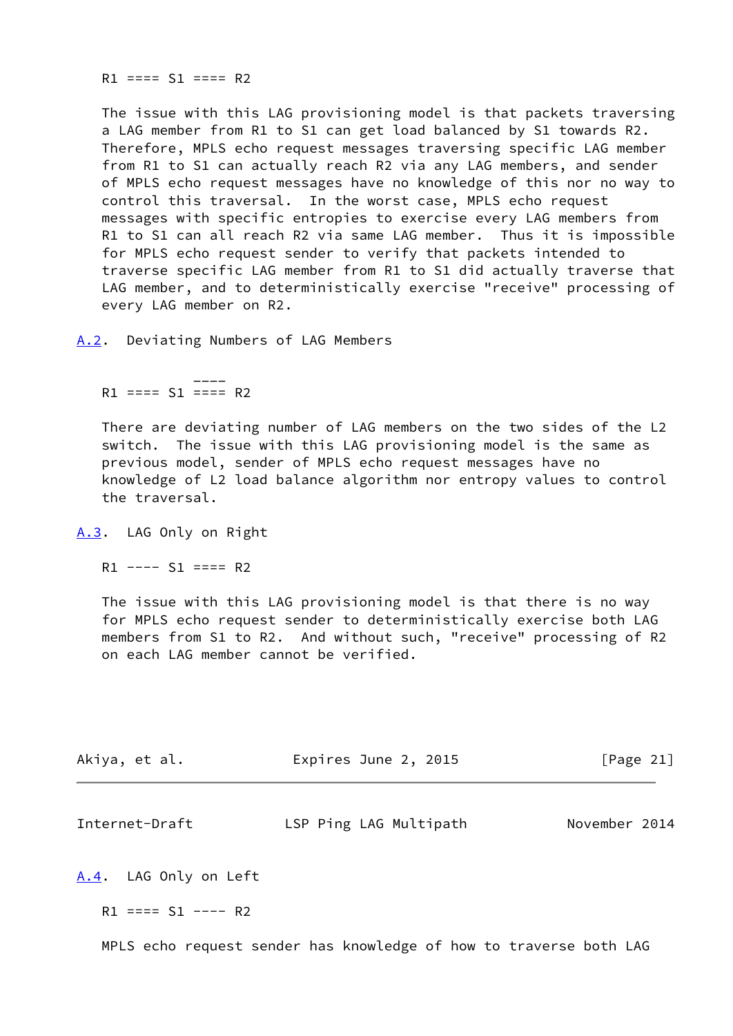```
R1 ==== S1 ==== R2
```

The issue with this LAG provisioning model is that packets traversing a LAG member from R1 to S1 can get load balanced by S1 towards R2. Therefore, MPLS echo request messages traversing specific LAG member from R1 to S1 can actually reach R2 via any LAG members, and sender of MPLS echo request messages have no knowledge of this nor no way to control this traversal. In the worst case, MPLS echo request messages with specific entropies to exercise every LAG members from R1 to S1 can all reach R2 via same LAG member. Thus it is impossible for MPLS echo request sender to verify that packets intended to traverse specific LAG member from R1 to S1 did actually traverse that LAG member, and to deterministically exercise "receive" processing of every LAG member on R2.

## A.2. Deviating Numbers of LAG Members

```
             ----
R1 ==== S1 ==== R2
```

There are deviating number of LAG members on the two sides of the L2 switch. The issue with this LAG provisioning model is the same as previous model, sender of MPLS echo request messages have no knowledge of L2 load balance algorithm nor entropy values to control the traversal.

## A.3. LAG Only on Right

```
R1 ---- S1 ==== R2
```

The issue with this LAG provisioning model is that there is no way for MPLS echo request sender to deterministically exercise both LAG members from S1 to R2. And without such, "receive" processing of R2 on each LAG member cannot be verified.

## A.4. LAG Only on Left

```
R1 ==== S1 ---- R2
```

MPLS echo request sender has knowledge of how to traverse both LAG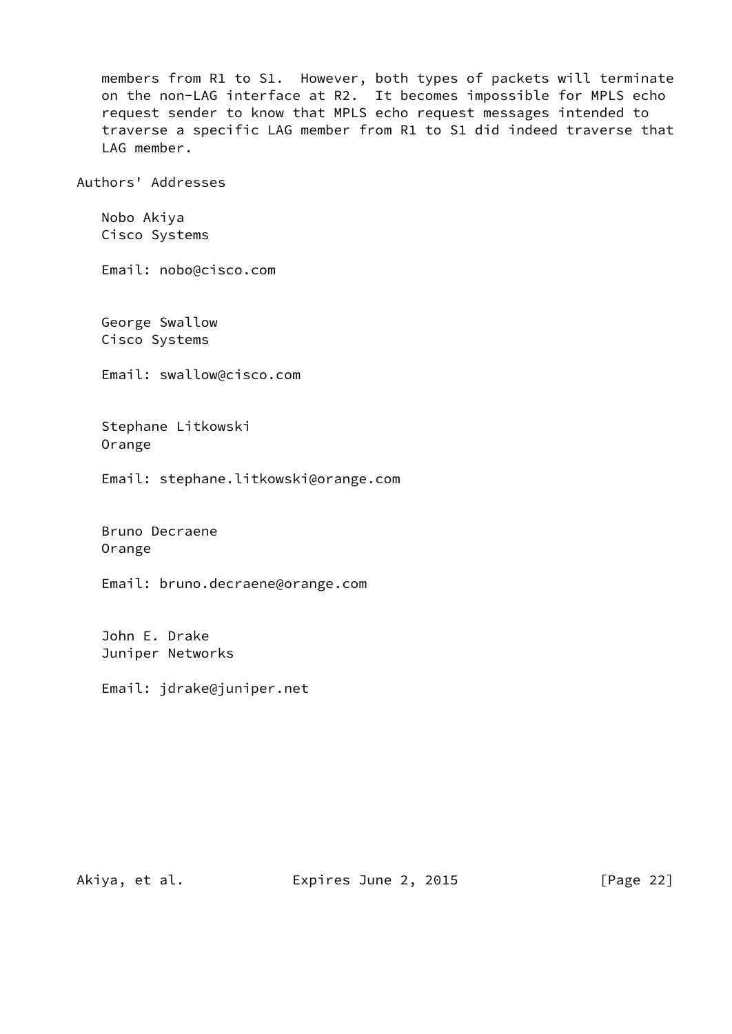members from R1 to S1. However, both types of packets will terminate on the non-LAG interface at R2. It becomes impossible for MPLS echo request sender to know that MPLS echo request messages intended to traverse a specific LAG member from R1 to S1 did indeed traverse that LAG member.

## Authors' Addresses

Nobo Akiya
Cisco Systems

Email: nobo@cisco.com

George Swallow
Cisco Systems

Email: swallow@cisco.com

Stephane Litkowski
Orange

Email: stephane.litkowski@orange.com

Bruno Decraene
Orange

Email: bruno.decraene@orange.com

John E. Drake
Juniper Networks

Email: jdrake@juniper.net